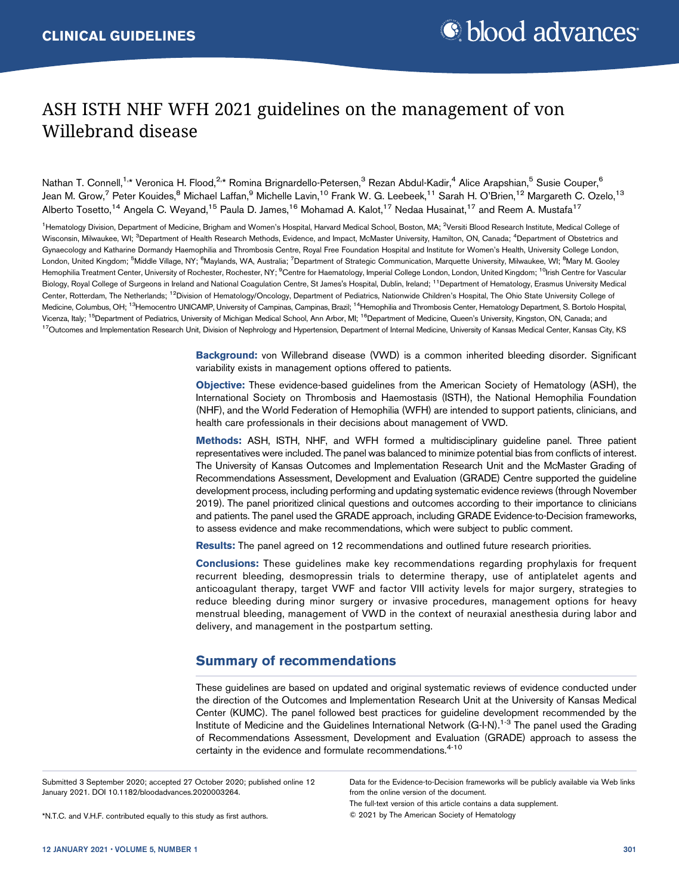CLINICAL GUIDELINES

# ASH ISTH NHF WFH 2021 guidelines on the management of von Willebrand disease

Nathan T. Connell,[1,*] Veronica H. Flood,[2,*] Romina Brignardello-Petersen,[3] Rezan Abdul-Kadir,[4] Alice Arapshian,[5] Susie Couper,[6] Jean M. Grow,[7] Peter Kouides,[8] Michael Laffan,[9] Michelle Lavin,[10] Frank W. G. Leebeek,[11] Sarah H. O'Brien,[12] Margareth C. Ozelo,[13] Alberto Tosetto,[14] Angela C. Weyand,[15] Paula D. James,[16] Mohamad A. Kalot,[17] Nedaa Husainat,[17] and Reem A. Mustafa[17]

[1]Hematology Division, Department of Medicine, Brigham and Women's Hospital, Harvard Medical School, Boston, MA; [2]Versiti Blood Research Institute, Medical College of Wisconsin, Milwaukee, WI; [3]Department of Health Research Methods, Evidence, and Impact, McMaster University, Hamilton, ON, Canada; [4]Department of Obstetrics and Gynaecology and Katharine Dormandy Haemophilia and Thrombosis Centre, Royal Free Foundation Hospital and Institute for Women's Health, University College London, London, United Kingdom; [5]Middle Village, NY; [6]Maylands, WA, Australia; [7]Department of Strategic Communication, Marquette University, Milwaukee, WI; [8]Mary M. Gooley Hemophilia Treatment Center, University of Rochester, Rochester, NY; [9]Centre for Haematology, Imperial College London, London, United Kingdom; [10]Irish Centre for Vascular Biology, Royal College of Surgeons in Ireland and National Coagulation Centre, St James's Hospital, Dublin, Ireland; [11]Department of Hematology, Erasmus University Medical Center, Rotterdam, The Netherlands; [12]Division of Hematology/Oncology, Department of Pediatrics, Nationwide Children's Hospital, The Ohio State University College of Medicine, Columbus, OH; [13]Hemocentro UNICAMP, University of Campinas, Campinas, Brazil; [14]Hemophilia and Thrombosis Center, Hematology Department, S. Bortolo Hospital, Vicenza, Italy; [15]Department of Pediatrics, University of Michigan Medical School, Ann Arbor, MI; [16]Department of Medicine, Queen's University, Kingston, ON, Canada; and [17]Outcomes and Implementation Research Unit, Division of Nephrology and Hypertension, Department of Internal Medicine, University of Kansas Medical Center, Kansas City, KS

**Background:** von Willebrand disease (VWD) is a common inherited bleeding disorder. Significant variability exists in management options offered to patients.

**Objective:** These evidence-based guidelines from the American Society of Hematology (ASH), the International Society on Thrombosis and Haemostasis (ISTH), the National Hemophilia Foundation (NHF), and the World Federation of Hemophilia (WFH) are intended to support patients, clinicians, and health care professionals in their decisions about management of VWD.

**Methods:** ASH, ISTH, NHF, and WFH formed a multidisciplinary guideline panel. Three patient representatives were included. The panel was balanced to minimize potential bias from conflicts of interest. The University of Kansas Outcomes and Implementation Research Unit and the McMaster Grading of Recommendations Assessment, Development and Evaluation (GRADE) Centre supported the guideline development process, including performing and updating systematic evidence reviews (through November 2019). The panel prioritized clinical questions and outcomes according to their importance to clinicians and patients. The panel used the GRADE approach, including GRADE Evidence-to-Decision frameworks, to assess evidence and make recommendations, which were subject to public comment.

**Results:** The panel agreed on 12 recommendations and outlined future research priorities.

**Conclusions:** These guidelines make key recommendations regarding prophylaxis for frequent recurrent bleeding, desmopressin trials to determine therapy, use of antiplatelet agents and anticoagulant therapy, target VWF and factor VIII activity levels for major surgery, strategies to reduce bleeding during minor surgery or invasive procedures, management options for heavy menstrual bleeding, management of VWD in the context of neuraxial anesthesia during labor and delivery, and management in the postpartum setting.

## Summary of recommendations

These guidelines are based on updated and original systematic reviews of evidence conducted under the direction of the Outcomes and Implementation Research Unit at the University of Kansas Medical Center (KUMC). The panel followed best practices for guideline development recommended by the Institute of Medicine and the Guidelines International Network (G-I-N).[1-3] The panel used the Grading of Recommendations Assessment, Development and Evaluation (GRADE) approach to assess the certainty in the evidence and formulate recommendations.[4-10]

Submitted 3 September 2020; accepted 27 October 2020; published online 12 January 2021. DOI 10.1182/bloodadvances.2020003264.

*N.T.C. and V.H.F. contributed equally to this study as first authors.

Data for the Evidence-to-Decision frameworks will be publicly available via Web links from the online version of the document.

The full-text version of this article contains a data supplement.

© 2021 by The American Society of Hematology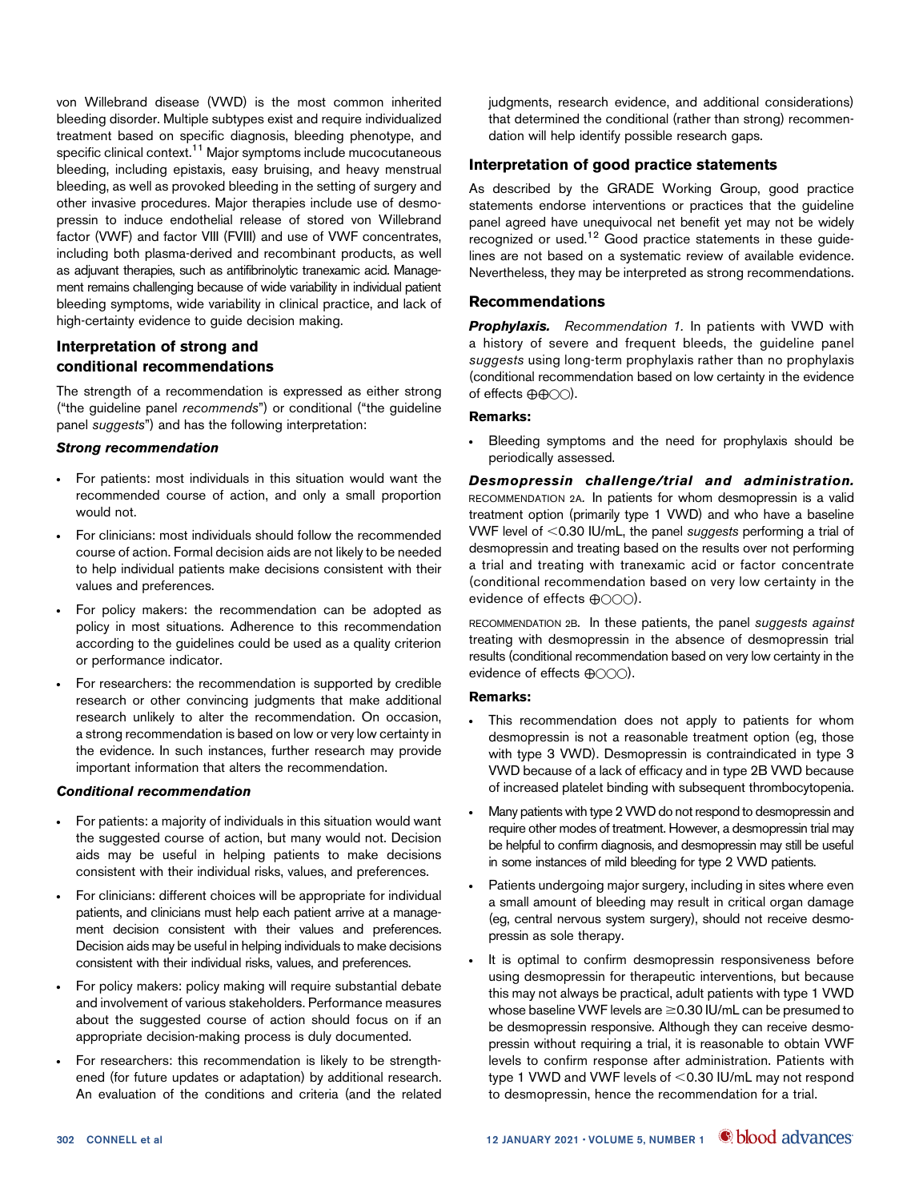von Willebrand disease (VWD) is the most common inherited bleeding disorder. Multiple subtypes exist and require individualized treatment based on specific diagnosis, bleeding phenotype, and specific clinical context.[11] Major symptoms include mucocutaneous bleeding, including epistaxis, easy bruising, and heavy menstrual bleeding, as well as provoked bleeding in the setting of surgery and other invasive procedures. Major therapies include use of desmopressin to induce endothelial release of stored von Willebrand factor (VWF) and factor VIII (FVIII) and use of VWF concentrates, including both plasma-derived and recombinant products, as well as adjuvant therapies, such as antifibrinolytic tranexamic acid. Management remains challenging because of wide variability in individual patient bleeding symptoms, wide variability in clinical practice, and lack of high-certainty evidence to guide decision making.

## Interpretation of strong and conditional recommendations

The strength of a recommendation is expressed as either strong ("the guideline panel *recommends*") or conditional ("the guideline panel *suggests*") and has the following interpretation:

### *Strong recommendation*

- For patients: most individuals in this situation would want the recommended course of action, and only a small proportion would not.
- For clinicians: most individuals should follow the recommended course of action. Formal decision aids are not likely to be needed to help individual patients make decisions consistent with their values and preferences.
- For policy makers: the recommendation can be adopted as policy in most situations. Adherence to this recommendation according to the guidelines could be used as a quality criterion or performance indicator.
- For researchers: the recommendation is supported by credible research or other convincing judgments that make additional research unlikely to alter the recommendation. On occasion, a strong recommendation is based on low or very low certainty in the evidence. In such instances, further research may provide important information that alters the recommendation.

### *Conditional recommendation*

- For patients: a majority of individuals in this situation would want the suggested course of action, but many would not. Decision aids may be useful in helping patients to make decisions consistent with their individual risks, values, and preferences.
- For clinicians: different choices will be appropriate for individual patients, and clinicians must help each patient arrive at a management decision consistent with their values and preferences. Decision aids may be useful in helping individuals to make decisions consistent with their individual risks, values, and preferences.
- For policy makers: policy making will require substantial debate and involvement of various stakeholders. Performance measures about the suggested course of action should focus on if an appropriate decision-making process is duly documented.
- For researchers: this recommendation is likely to be strengthened (for future updates or adaptation) by additional research. An evaluation of the conditions and criteria (and the related judgments, research evidence, and additional considerations) that determined the conditional (rather than strong) recommendation will help identify possible research gaps.

## Interpretation of good practice statements

As described by the GRADE Working Group, good practice statements endorse interventions or practices that the guideline panel agreed have unequivocal net benefit yet may not be widely recognized or used.[12] Good practice statements in these guidelines are not based on a systematic review of available evidence. Nevertheless, they may be interpreted as strong recommendations.

## Recommendations

***Prophylaxis.*** *Recommendation 1.* In patients with VWD with a history of severe and frequent bleeds, the guideline panel *suggests* using long-term prophylaxis rather than no prophylaxis (conditional recommendation based on low certainty in the evidence of effects ⊕⊕◯◯).

**Remarks:**

- Bleeding symptoms and the need for prophylaxis should be periodically assessed.

***Desmopressin challenge/trial and administration.*** RECOMMENDATION 2A. In patients for whom desmopressin is a valid treatment option (primarily type 1 VWD) and who have a baseline VWF level of <0.30 IU/mL, the panel *suggests* performing a trial of desmopressin and treating based on the results over not performing a trial and treating with tranexamic acid or factor concentrate (conditional recommendation based on very low certainty in the evidence of effects ⊕◯◯◯).

RECOMMENDATION 2B. In these patients, the panel *suggests against* treating with desmopressin in the absence of desmopressin trial results (conditional recommendation based on very low certainty in the evidence of effects ⊕◯◯◯).

**Remarks:**

- This recommendation does not apply to patients for whom desmopressin is not a reasonable treatment option (eg, those with type 3 VWD). Desmopressin is contraindicated in type 3 VWD because of a lack of efficacy and in type 2B VWD because of increased platelet binding with subsequent thrombocytopenia.
- Many patients with type 2 VWD do not respond to desmopressin and require other modes of treatment. However, a desmopressin trial may be helpful to confirm diagnosis, and desmopressin may still be useful in some instances of mild bleeding for type 2 VWD patients.
- Patients undergoing major surgery, including in sites where even a small amount of bleeding may result in critical organ damage (eg, central nervous system surgery), should not receive desmopressin as sole therapy.
- It is optimal to confirm desmopressin responsiveness before using desmopressin for therapeutic interventions, but because this may not always be practical, adult patients with type 1 VWD whose baseline VWF levels are ≥0.30 IU/mL can be presumed to be desmopressin responsive. Although they can receive desmopressin without requiring a trial, it is reasonable to obtain VWF levels to confirm response after administration. Patients with type 1 VWD and VWF levels of <0.30 IU/mL may not respond to desmopressin, hence the recommendation for a trial.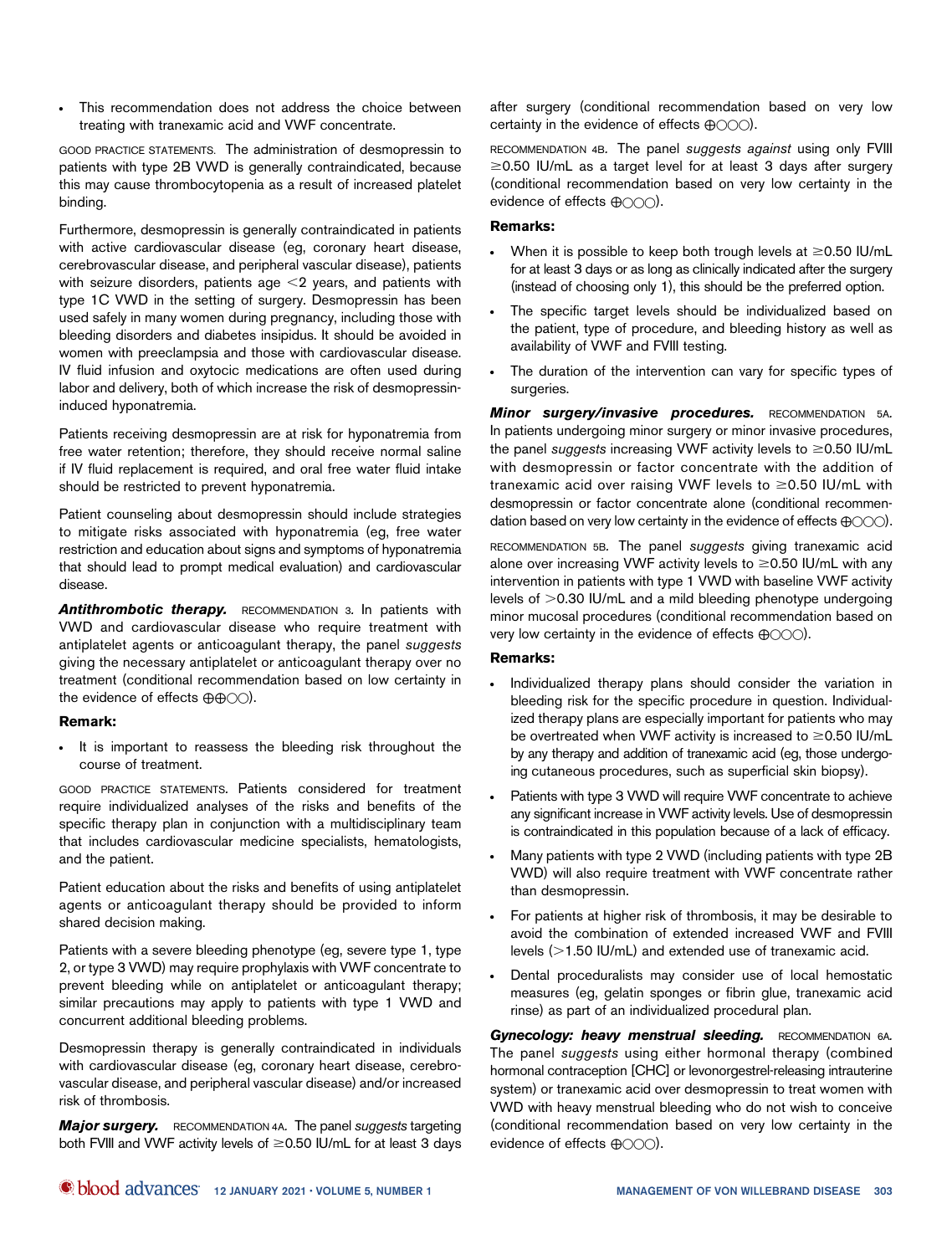- This recommendation does not address the choice between treating with tranexamic acid and VWF concentrate.

GOOD PRACTICE STATEMENTS. The administration of desmopressin to patients with type 2B VWD is generally contraindicated, because this may cause thrombocytopenia as a result of increased platelet binding.

Furthermore, desmopressin is generally contraindicated in patients with active cardiovascular disease (eg, coronary heart disease, cerebrovascular disease, and peripheral vascular disease), patients with seizure disorders, patients age <2 years, and patients with type 1C VWD in the setting of surgery. Desmopressin has been used safely in many women during pregnancy, including those with bleeding disorders and diabetes insipidus. It should be avoided in women with preeclampsia and those with cardiovascular disease. IV fluid infusion and oxytocic medications are often used during labor and delivery, both of which increase the risk of desmopressin-induced hyponatremia.

Patients receiving desmopressin are at risk for hyponatremia from free water retention; therefore, they should receive normal saline if IV fluid replacement is required, and oral free water fluid intake should be restricted to prevent hyponatremia.

Patient counseling about desmopressin should include strategies to mitigate risks associated with hyponatremia (eg, free water restriction and education about signs and symptoms of hyponatremia that should lead to prompt medical evaluation) and cardiovascular disease.

***Antithrombotic therapy.*** RECOMMENDATION 3. In patients with VWD and cardiovascular disease who require treatment with antiplatelet agents or anticoagulant therapy, the panel *suggests* giving the necessary antiplatelet or anticoagulant therapy over no treatment (conditional recommendation based on low certainty in the evidence of effects ⊕⊕◯◯).

**Remark:**

- It is important to reassess the bleeding risk throughout the course of treatment.

GOOD PRACTICE STATEMENTS. Patients considered for treatment require individualized analyses of the risks and benefits of the specific therapy plan in conjunction with a multidisciplinary team that includes cardiovascular medicine specialists, hematologists, and the patient.

Patient education about the risks and benefits of using antiplatelet agents or anticoagulant therapy should be provided to inform shared decision making.

Patients with a severe bleeding phenotype (eg, severe type 1, type 2, or type 3 VWD) may require prophylaxis with VWF concentrate to prevent bleeding while on antiplatelet or anticoagulant therapy; similar precautions may apply to patients with type 1 VWD and concurrent additional bleeding problems.

Desmopressin therapy is generally contraindicated in individuals with cardiovascular disease (eg, coronary heart disease, cerebrovascular disease, and peripheral vascular disease) and/or increased risk of thrombosis.

***Major surgery.*** RECOMMENDATION 4A. The panel *suggests* targeting both FVIII and VWF activity levels of ≥0.50 IU/mL for at least 3 days after surgery (conditional recommendation based on very low certainty in the evidence of effects ⊕◯◯◯).

RECOMMENDATION 4B. The panel *suggests against* using only FVIII ≥0.50 IU/mL as a target level for at least 3 days after surgery (conditional recommendation based on very low certainty in the evidence of effects ⊕◯◯◯).

**Remarks:**

- When it is possible to keep both trough levels at ≥0.50 IU/mL for at least 3 days or as long as clinically indicated after the surgery (instead of choosing only 1), this should be the preferred option.
- The specific target levels should be individualized based on the patient, type of procedure, and bleeding history as well as availability of VWF and FVIII testing.
- The duration of the intervention can vary for specific types of surgeries.

***Minor surgery/invasive procedures.*** RECOMMENDATION 5A. In patients undergoing minor surgery or minor invasive procedures, the panel *suggests* increasing VWF activity levels to ≥0.50 IU/mL with desmopressin or factor concentrate with the addition of tranexamic acid over raising VWF levels to ≥0.50 IU/mL with desmopressin or factor concentrate alone (conditional recommendation based on very low certainty in the evidence of effects ⊕◯◯◯).

RECOMMENDATION 5B. The panel *suggests* giving tranexamic acid alone over increasing VWF activity levels to ≥0.50 IU/mL with any intervention in patients with type 1 VWD with baseline VWF activity levels of >0.30 IU/mL and a mild bleeding phenotype undergoing minor mucosal procedures (conditional recommendation based on very low certainty in the evidence of effects ⊕◯◯◯).

**Remarks:**

- Individualized therapy plans should consider the variation in bleeding risk for the specific procedure in question. Individualized therapy plans are especially important for patients who may be overtreated when VWF activity is increased to ≥0.50 IU/mL by any therapy and addition of tranexamic acid (eg, those undergoing cutaneous procedures, such as superficial skin biopsy).
- Patients with type 3 VWD will require VWF concentrate to achieve any significant increase in VWF activity levels. Use of desmopressin is contraindicated in this population because of a lack of efficacy.
- Many patients with type 2 VWD (including patients with type 2B VWD) will also require treatment with VWF concentrate rather than desmopressin.
- For patients at higher risk of thrombosis, it may be desirable to avoid the combination of extended increased VWF and FVIII levels (>1.50 IU/mL) and extended use of tranexamic acid.
- Dental proceduralists may consider use of local hemostatic measures (eg, gelatin sponges or fibrin glue, tranexamic acid rinse) as part of an individualized procedural plan.

***Gynecology: heavy menstrual bleeding.*** RECOMMENDATION 6A. The panel *suggests* using either hormonal therapy (combined hormonal contraception [CHC] or levonorgestrel-releasing intrauterine system) or tranexamic acid over desmopressin to treat women with VWD with heavy menstrual bleeding who do not wish to conceive (conditional recommendation based on very low certainty in the evidence of effects ⊕◯◯◯).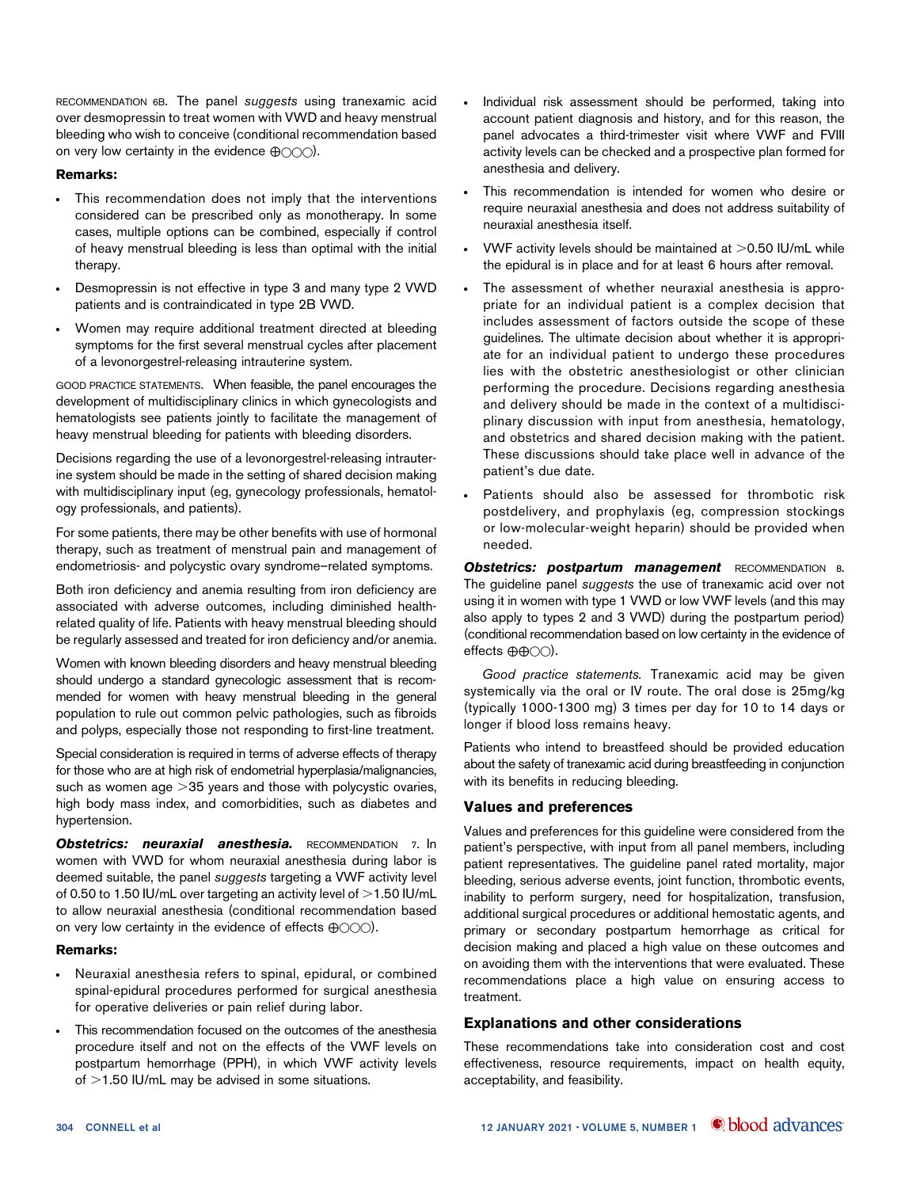RECOMMENDATION 6B. The panel *suggests* using tranexamic acid over desmopressin to treat women with VWD and heavy menstrual bleeding who wish to conceive (conditional recommendation based on very low certainty in the evidence ⊕◯◯◯).

**Remarks:**

- This recommendation does not imply that the interventions considered can be prescribed only as monotherapy. In some cases, multiple options can be combined, especially if control of heavy menstrual bleeding is less than optimal with the initial therapy.
- Desmopressin is not effective in type 3 and many type 2 VWD patients and is contraindicated in type 2B VWD.
- Women may require additional treatment directed at bleeding symptoms for the first several menstrual cycles after placement of a levonorgestrel-releasing intrauterine system.

GOOD PRACTICE STATEMENTS. When feasible, the panel encourages the development of multidisciplinary clinics in which gynecologists and hematologists see patients jointly to facilitate the management of heavy menstrual bleeding for patients with bleeding disorders.

Decisions regarding the use of a levonorgestrel-releasing intrauterine system should be made in the setting of shared decision making with multidisciplinary input (eg, gynecology professionals, hematology professionals, and patients).

For some patients, there may be other benefits with use of hormonal therapy, such as treatment of menstrual pain and management of endometriosis- and polycystic ovary syndrome–related symptoms.

Both iron deficiency and anemia resulting from iron deficiency are associated with adverse outcomes, including diminished health-related quality of life. Patients with heavy menstrual bleeding should be regularly assessed and treated for iron deficiency and/or anemia.

Women with known bleeding disorders and heavy menstrual bleeding should undergo a standard gynecologic assessment that is recommended for women with heavy menstrual bleeding in the general population to rule out common pelvic pathologies, such as fibroids and polyps, especially those not responding to first-line treatment.

Special consideration is required in terms of adverse effects of therapy for those who are at high risk of endometrial hyperplasia/malignancies, such as women age >35 years and those with polycystic ovaries, high body mass index, and comorbidities, such as diabetes and hypertension.

***Obstetrics: neuraxial anesthesia.*** RECOMMENDATION 7. In women with VWD for whom neuraxial anesthesia during labor is deemed suitable, the panel *suggests* targeting a VWF activity level of 0.50 to 1.50 IU/mL over targeting an activity level of >1.50 IU/mL to allow neuraxial anesthesia (conditional recommendation based on very low certainty in the evidence of effects ⊕◯◯◯).

**Remarks:**

- Neuraxial anesthesia refers to spinal, epidural, or combined spinal-epidural procedures performed for surgical anesthesia for operative deliveries or pain relief during labor.
- This recommendation focused on the outcomes of the anesthesia procedure itself and not on the effects of the VWF levels on postpartum hemorrhage (PPH), in which VWF activity levels of >1.50 IU/mL may be advised in some situations.
- Individual risk assessment should be performed, taking into account patient diagnosis and history, and for this reason, the panel advocates a third-trimester visit where VWF and FVIII activity levels can be checked and a prospective plan formed for anesthesia and delivery.
- This recommendation is intended for women who desire or require neuraxial anesthesia and does not address suitability of neuraxial anesthesia itself.
- VWF activity levels should be maintained at >0.50 IU/mL while the epidural is in place and for at least 6 hours after removal.
- The assessment of whether neuraxial anesthesia is appropriate for an individual patient is a complex decision that includes assessment of factors outside the scope of these guidelines. The ultimate decision about whether it is appropriate for an individual patient to undergo these procedures lies with the obstetric anesthesiologist or other clinician performing the procedure. Decisions regarding anesthesia and delivery should be made in the context of a multidisciplinary discussion with input from anesthesia, hematology, and obstetrics and shared decision making with the patient. These discussions should take place well in advance of the patient's due date.
- Patients should also be assessed for thrombotic risk postdelivery, and prophylaxis (eg, compression stockings or low-molecular-weight heparin) should be provided when needed.

***Obstetrics: postpartum management*** RECOMMENDATION 8. The guideline panel *suggests* the use of tranexamic acid over not using it in women with type 1 VWD or low VWF levels (and this may also apply to types 2 and 3 VWD) during the postpartum period) (conditional recommendation based on low certainty in the evidence of effects ⊕⊕◯◯).

*Good practice statements.* Tranexamic acid may be given systemically via the oral or IV route. The oral dose is 25mg/kg (typically 1000-1300 mg) 3 times per day for 10 to 14 days or longer if blood loss remains heavy.

Patients who intend to breastfeed should be provided education about the safety of tranexamic acid during breastfeeding in conjunction with its benefits in reducing bleeding.

## Values and preferences

Values and preferences for this guideline were considered from the patient's perspective, with input from all panel members, including patient representatives. The guideline panel rated mortality, major bleeding, serious adverse events, joint function, thrombotic events, inability to perform surgery, need for hospitalization, transfusion, additional surgical procedures or additional hemostatic agents, and primary or secondary postpartum hemorrhage as critical for decision making and placed a high value on these outcomes and on avoiding them with the interventions that were evaluated. These recommendations place a high value on ensuring access to treatment.

## Explanations and other considerations

These recommendations take into consideration cost and cost effectiveness, resource requirements, impact on health equity, acceptability, and feasibility.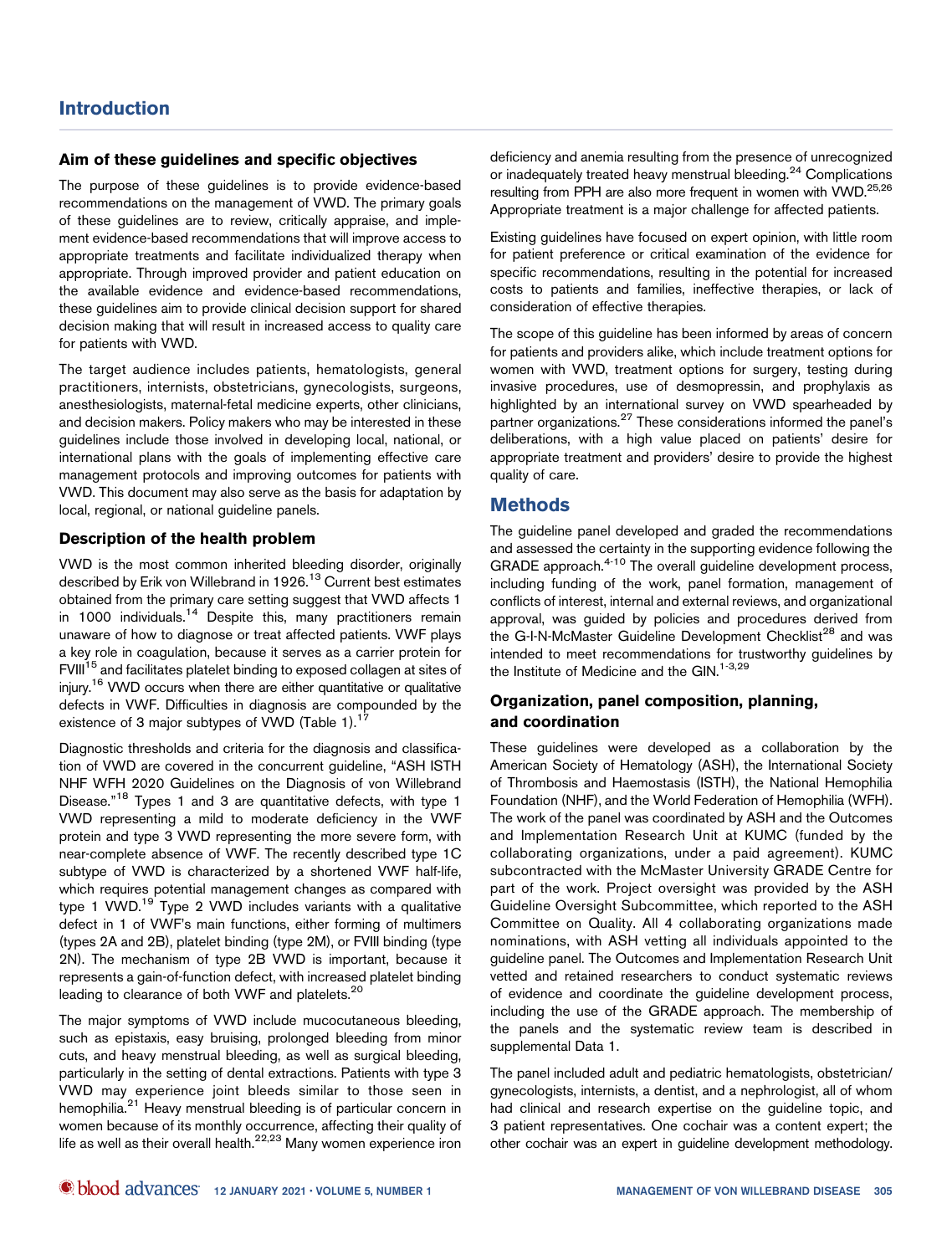## Introduction

### Aim of these guidelines and specific objectives

The purpose of these guidelines is to provide evidence-based recommendations on the management of VWD. The primary goals of these guidelines are to review, critically appraise, and implement evidence-based recommendations that will improve access to appropriate treatments and facilitate individualized therapy when appropriate. Through improved provider and patient education on the available evidence and evidence-based recommendations, these guidelines aim to provide clinical decision support for shared decision making that will result in increased access to quality care for patients with VWD.

The target audience includes patients, hematologists, general practitioners, internists, obstetricians, gynecologists, surgeons, anesthesiologists, maternal-fetal medicine experts, other clinicians, and decision makers. Policy makers who may be interested in these guidelines include those involved in developing local, national, or international plans with the goals of implementing effective care management protocols and improving outcomes for patients with VWD. This document may also serve as the basis for adaptation by local, regional, or national guideline panels.

### Description of the health problem

VWD is the most common inherited bleeding disorder, originally described by Erik von Willebrand in 1926.[13] Current best estimates obtained from the primary care setting suggest that VWD affects 1 in 1000 individuals.[14] Despite this, many practitioners remain unaware of how to diagnose or treat affected patients. VWF plays a key role in coagulation, because it serves as a carrier protein for FVIII[15] and facilitates platelet binding to exposed collagen at sites of injury.[16] VWD occurs when there are either quantitative or qualitative defects in VWF. Difficulties in diagnosis are compounded by the existence of 3 major subtypes of VWD (Table 1).[17]

Diagnostic thresholds and criteria for the diagnosis and classification of VWD are covered in the concurrent guideline, "ASH ISTH NHF WFH 2020 Guidelines on the Diagnosis of von Willebrand Disease."[18] Types 1 and 3 are quantitative defects, with type 1 VWD representing a mild to moderate deficiency in the VWF protein and type 3 VWD representing the more severe form, with near-complete absence of VWF. The recently described type 1C subtype of VWD is characterized by a shortened VWF half-life, which requires potential management changes as compared with type 1 VWD.[19] Type 2 VWD includes variants with a qualitative defect in 1 of VWF's main functions, either forming of multimers (types 2A and 2B), platelet binding (type 2M), or FVIII binding (type 2N). The mechanism of type 2B VWD is important, because it represents a gain-of-function defect, with increased platelet binding leading to clearance of both VWF and platelets.[20]

The major symptoms of VWD include mucocutaneous bleeding, such as epistaxis, easy bruising, prolonged bleeding from minor cuts, and heavy menstrual bleeding, as well as surgical bleeding, particularly in the setting of dental extractions. Patients with type 3 VWD may experience joint bleeds similar to those seen in hemophilia.[21] Heavy menstrual bleeding is of particular concern in women because of its monthly occurrence, affecting their quality of life as well as their overall health.[22,23] Many women experience iron deficiency and anemia resulting from the presence of unrecognized or inadequately treated heavy menstrual bleeding.[24] Complications resulting from PPH are also more frequent in women with VWD.[25,26] Appropriate treatment is a major challenge for affected patients.

Existing guidelines have focused on expert opinion, with little room for patient preference or critical examination of the evidence for specific recommendations, resulting in the potential for increased costs to patients and families, ineffective therapies, or lack of consideration of effective therapies.

The scope of this guideline has been informed by areas of concern for patients and providers alike, which include treatment options for women with VWD, treatment options for surgery, testing during invasive procedures, use of desmopressin, and prophylaxis as highlighted by an international survey on VWD spearheaded by partner organizations.[27] These considerations informed the panel's deliberations, with a high value placed on patients' desire for appropriate treatment and providers' desire to provide the highest quality of care.

## Methods

The guideline panel developed and graded the recommendations and assessed the certainty in the supporting evidence following the GRADE approach.[4-10] The overall guideline development process, including funding of the work, panel formation, management of conflicts of interest, internal and external reviews, and organizational approval, was guided by policies and procedures derived from the G-I-N-McMaster Guideline Development Checklist[28] and was intended to meet recommendations for trustworthy guidelines by the Institute of Medicine and the GIN.[1-3,29]

### Organization, panel composition, planning, and coordination

These guidelines were developed as a collaboration by the American Society of Hematology (ASH), the International Society of Thrombosis and Haemostasis (ISTH), the National Hemophilia Foundation (NHF), and the World Federation of Hemophilia (WFH). The work of the panel was coordinated by ASH and the Outcomes and Implementation Research Unit at KUMC (funded by the collaborating organizations, under a paid agreement). KUMC subcontracted with the McMaster University GRADE Centre for part of the work. Project oversight was provided by the ASH Guideline Oversight Subcommittee, which reported to the ASH Committee on Quality. All 4 collaborating organizations made nominations, with ASH vetting all individuals appointed to the guideline panel. The Outcomes and Implementation Research Unit vetted and retained researchers to conduct systematic reviews of evidence and coordinate the guideline development process, including the use of the GRADE approach. The membership of the panels and the systematic review team is described in supplemental Data 1.

The panel included adult and pediatric hematologists, obstetrician/gynecologists, internists, a dentist, and a nephrologist, all of whom had clinical and research expertise on the guideline topic, and 3 patient representatives. One cochair was a content expert; the other cochair was an expert in guideline development methodology.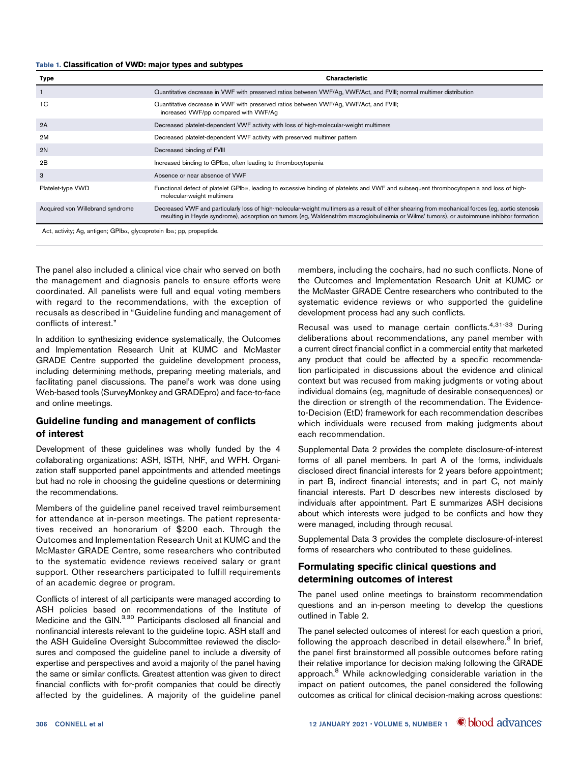**Table 1. Classification of VWD: major types and subtypes**

| Type | Characteristic |
|---|---|
| 1 | Quantitative decrease in VWF with preserved ratios between VWF/Ag, VWF/Act, and FVIII; normal multimer distribution |
| 1C | Quantitative decrease in VWF with preserved ratios between VWF/Ag, VWF/Act, and FVIII; increased VWF/pp compared with VWF/Ag |
| 2A | Decreased platelet-dependent VWF activity with loss of high-molecular-weight multimers |
| 2M | Decreased platelet-dependent VWF activity with preserved multimer pattern |
| 2N | Decreased binding of FVIII |
| 2B | Increased binding to GPIbα, often leading to thrombocytopenia |
| 3 | Absence or near absence of VWF |
| Platelet-type VWD | Functional defect of platelet GPIbα, leading to excessive binding of platelets and VWF and subsequent thrombocytopenia and loss of high-molecular-weight multimers |
| Acquired von Willebrand syndrome | Decreased VWF and particularly loss of high-molecular-weight multimers as a result of either shearing from mechanical forces (eg, aortic stenosis resulting in Heyde syndrome), adsorption on tumors (eg, Waldenström macroglobulinemia or Wilms' tumors), or autoimmune inhibitor formation |

Act, activity; Ag, antigen; GPIbα, glycoprotein Ibα; pp, propeptide.

The panel also included a clinical vice chair who served on both the management and diagnosis panels to ensure efforts were coordinated. All panelists were full and equal voting members with regard to the recommendations, with the exception of recusals as described in "Guideline funding and management of conflicts of interest."

In addition to synthesizing evidence systematically, the Outcomes and Implementation Research Unit at KUMC and McMaster GRADE Centre supported the guideline development process, including determining methods, preparing meeting materials, and facilitating panel discussions. The panel's work was done using Web-based tools (SurveyMonkey and GRADEpro) and face-to-face and online meetings.

## Guideline funding and management of conflicts of interest

Development of these guidelines was wholly funded by the 4 collaborating organizations: ASH, ISTH, NHF, and WFH. Organization staff supported panel appointments and attended meetings but had no role in choosing the guideline questions or determining the recommendations.

Members of the guideline panel received travel reimbursement for attendance at in-person meetings. The patient representatives received an honorarium of $200 each. Through the Outcomes and Implementation Research Unit at KUMC and the McMaster GRADE Centre, some researchers who contributed to the systematic evidence reviews received salary or grant support. Other researchers participated to fulfill requirements of an academic degree or program.

Conflicts of interest of all participants were managed according to ASH policies based on recommendations of the Institute of Medicine and the GIN.[3,30] Participants disclosed all financial and nonfinancial interests relevant to the guideline topic. ASH staff and the ASH Guideline Oversight Subcommittee reviewed the disclosures and composed the guideline panel to include a diversity of expertise and perspectives and avoid a majority of the panel having the same or similar conflicts. Greatest attention was given to direct financial conflicts with for-profit companies that could be directly affected by the guidelines. A majority of the guideline panel members, including the cochairs, had no such conflicts. None of the Outcomes and Implementation Research Unit at KUMC or the McMaster GRADE Centre researchers who contributed to the systematic evidence reviews or who supported the guideline development process had any such conflicts.

Recusal was used to manage certain conflicts.[4,31-33] During deliberations about recommendations, any panel member with a current direct financial conflict in a commercial entity that marketed any product that could be affected by a specific recommendation participated in discussions about the evidence and clinical context but was recused from making judgments or voting about individual domains (eg, magnitude of desirable consequences) or the direction or strength of the recommendation. The Evidence-to-Decision (EtD) framework for each recommendation describes which individuals were recused from making judgments about each recommendation.

Supplemental Data 2 provides the complete disclosure-of-interest forms of all panel members. In part A of the forms, individuals disclosed direct financial interests for 2 years before appointment; in part B, indirect financial interests; and in part C, not mainly financial interests. Part D describes new interests disclosed by individuals after appointment. Part E summarizes ASH decisions about which interests were judged to be conflicts and how they were managed, including through recusal.

Supplemental Data 3 provides the complete disclosure-of-interest forms of researchers who contributed to these guidelines.

## Formulating specific clinical questions and determining outcomes of interest

The panel used online meetings to brainstorm recommendation questions and an in-person meeting to develop the questions outlined in Table 2.

The panel selected outcomes of interest for each question a priori, following the approach described in detail elsewhere.[8] In brief, the panel first brainstormed all possible outcomes before rating their relative importance for decision making following the GRADE approach.[8] While acknowledging considerable variation in the impact on patient outcomes, the panel considered the following outcomes as critical for clinical decision-making across questions: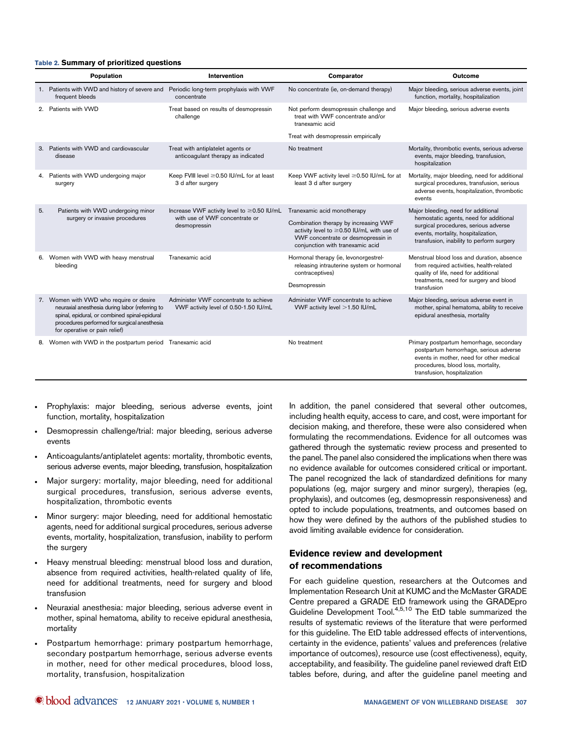**Table 2. Summary of prioritized questions**

| Population | Intervention | Comparator | Outcome |
|---|---|---|---|
| 1. Patients with VWD and history of severe and frequent bleeds | Periodic long-term prophylaxis with VWF concentrate | No concentrate (ie, on-demand therapy) | Major bleeding, serious adverse events, joint function, mortality, hospitalization |
| 2. Patients with VWD | Treat based on results of desmopressin challenge | Not perform desmopressin challenge and treat with VWF concentrate and/or tranexamic acid<br><br>Treat with desmopressin empirically | Major bleeding, serious adverse events |
| 3. Patients with VWD and cardiovascular disease | Treat with antiplatelet agents or anticoagulant therapy as indicated | No treatment | Mortality, thrombotic events, serious adverse events, major bleeding, transfusion, hospitalization |
| 4. Patients with VWD undergoing major surgery | Keep FVIII level ≥0.50 IU/mL for at least 3 d after surgery | Keep VWF activity level ≥0.50 IU/mL for at least 3 d after surgery | Mortality, major bleeding, need for additional surgical procedures, transfusion, serious adverse events, hospitalization, thrombotic events |
| 5. Patients with VWD undergoing minor surgery or invasive procedures | Increase VWF activity level to ≥0.50 IU/mL with use of VWF concentrate or desmopressin | Tranexamic acid monotherapy<br><br>Combination therapy by increasing VWF activity level to ≥0.50 IU/mL with use of VWF concentrate or desmopressin in conjunction with tranexamic acid | Major bleeding, need for additional hemostatic agents, need for additional surgical procedures, serious adverse events, mortality, hospitalization, transfusion, inability to perform surgery |
| 6. Women with VWD with heavy menstrual bleeding | Tranexamic acid | Hormonal therapy (ie, levonorgestrel-releasing intrauterine system or hormonal contraceptives)<br><br>Desmopressin | Menstrual blood loss and duration, absence from required activities, health-related quality of life, need for additional treatments, need for surgery and blood transfusion |
| 7. Women with VWD who require or desire neuraxial anesthesia during labor (referring to spinal, epidural, or combined spinal-epidural procedures performed for surgical anesthesia for operative or pain relief) | Administer VWF concentrate to achieve VWF activity level of 0.50-1.50 IU/mL | Administer VWF concentrate to achieve VWF activity level >1.50 IU/mL | Major bleeding, serious adverse event in mother, spinal hematoma, ability to receive epidural anesthesia, mortality |
| 8. Women with VWD in the postpartum period | Tranexamic acid | No treatment | Primary postpartum hemorrhage, secondary postpartum hemorrhage, serious adverse events in mother, need for other medical procedures, blood loss, mortality, transfusion, hospitalization |

- Prophylaxis: major bleeding, serious adverse events, joint function, mortality, hospitalization
- Desmopressin challenge/trial: major bleeding, serious adverse events
- Anticoagulants/antiplatelet agents: mortality, thrombotic events, serious adverse events, major bleeding, transfusion, hospitalization
- Major surgery: mortality, major bleeding, need for additional surgical procedures, transfusion, serious adverse events, hospitalization, thrombotic events
- Minor surgery: major bleeding, need for additional hemostatic agents, need for additional surgical procedures, serious adverse events, mortality, hospitalization, transfusion, inability to perform the surgery
- Heavy menstrual bleeding: menstrual blood loss and duration, absence from required activities, health-related quality of life, need for additional treatments, need for surgery and blood transfusion
- Neuraxial anesthesia: major bleeding, serious adverse event in mother, spinal hematoma, ability to receive epidural anesthesia, mortality
- Postpartum hemorrhage: primary postpartum hemorrhage, secondary postpartum hemorrhage, serious adverse events in mother, need for other medical procedures, blood loss, mortality, transfusion, hospitalization

In addition, the panel considered that several other outcomes, including health equity, access to care, and cost, were important for decision making, and therefore, these were also considered when formulating the recommendations. Evidence for all outcomes was gathered through the systematic review process and presented to the panel. The panel also considered the implications when there was no evidence available for outcomes considered critical or important. The panel recognized the lack of standardized definitions for many populations (eg, major surgery and minor surgery), therapies (eg, prophylaxis), and outcomes (eg, desmopressin responsiveness) and opted to include populations, treatments, and outcomes based on how they were defined by the authors of the published studies to avoid limiting available evidence for consideration.

## Evidence review and development of recommendations

For each guideline question, researchers at the Outcomes and Implementation Research Unit at KUMC and the McMaster GRADE Centre prepared a GRADE EtD framework using the GRADEpro Guideline Development Tool.[4,5,10] The EtD table summarized the results of systematic reviews of the literature that were performed for this guideline. The EtD table addressed effects of interventions, certainty in the evidence, patients' values and preferences (relative importance of outcomes), resource use (cost effectiveness), equity, acceptability, and feasibility. The guideline panel reviewed draft EtD tables before, during, and after the guideline panel meeting and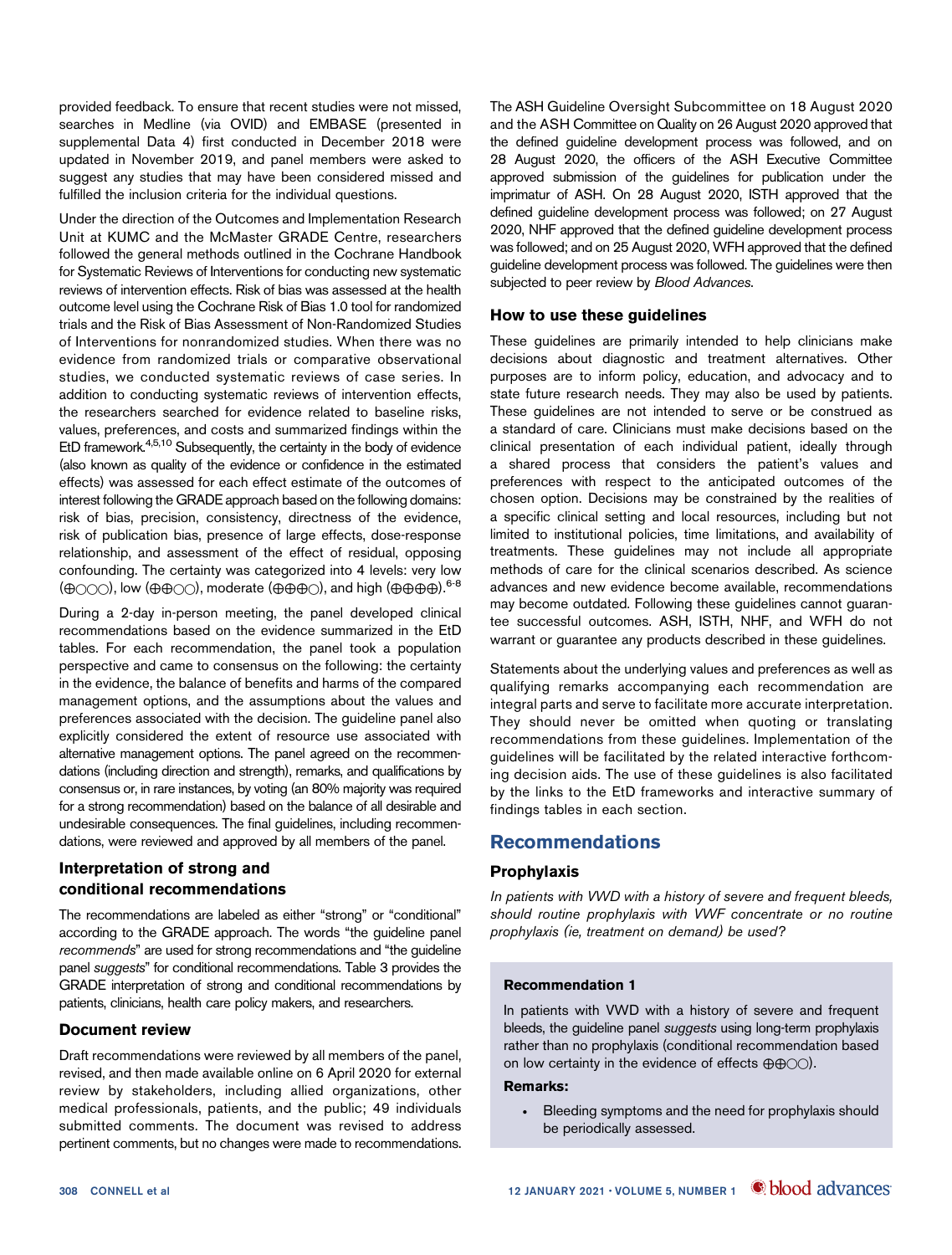provided feedback. To ensure that recent studies were not missed, searches in Medline (via OVID) and EMBASE (presented in supplemental Data 4) first conducted in December 2018 were updated in November 2019, and panel members were asked to suggest any studies that may have been considered missed and fulfilled the inclusion criteria for the individual questions.

Under the direction of the Outcomes and Implementation Research Unit at KUMC and the McMaster GRADE Centre, researchers followed the general methods outlined in the Cochrane Handbook for Systematic Reviews of Interventions for conducting new systematic reviews of intervention effects. Risk of bias was assessed at the health outcome level using the Cochrane Risk of Bias 1.0 tool for randomized trials and the Risk of Bias Assessment of Non-Randomized Studies of Interventions for nonrandomized studies. When there was no evidence from randomized trials or comparative observational studies, we conducted systematic reviews of case series. In addition to conducting systematic reviews of intervention effects, the researchers searched for evidence related to baseline risks, values, preferences, and costs and summarized findings within the EtD framework.[4,5,10] Subsequently, the certainty in the body of evidence (also known as quality of the evidence or confidence in the estimated effects) was assessed for each effect estimate of the outcomes of interest following the GRADE approach based on the following domains: risk of bias, precision, consistency, directness of the evidence, risk of publication bias, presence of large effects, dose-response relationship, and assessment of the effect of residual, opposing confounding. The certainty was categorized into 4 levels: very low (⊕○○○), low (⊕⊕○○), moderate (⊕⊕⊕○), and high (⊕⊕⊕⊕).[6-8]

During a 2-day in-person meeting, the panel developed clinical recommendations based on the evidence summarized in the EtD tables. For each recommendation, the panel took a population perspective and came to consensus on the following: the certainty in the evidence, the balance of benefits and harms of the compared management options, and the assumptions about the values and preferences associated with the decision. The guideline panel also explicitly considered the extent of resource use associated with alternative management options. The panel agreed on the recommendations (including direction and strength), remarks, and qualifications by consensus or, in rare instances, by voting (an 80% majority was required for a strong recommendation) based on the balance of all desirable and undesirable consequences. The final guidelines, including recommendations, were reviewed and approved by all members of the panel.

### Interpretation of strong and conditional recommendations

The recommendations are labeled as either "strong" or "conditional" according to the GRADE approach. The words "the guideline panel *recommends*" are used for strong recommendations and "the guideline panel *suggests*" for conditional recommendations. Table 3 provides the GRADE interpretation of strong and conditional recommendations by patients, clinicians, health care policy makers, and researchers.

### Document review

Draft recommendations were reviewed by all members of the panel, revised, and then made available online on 6 April 2020 for external review by stakeholders, including allied organizations, other medical professionals, patients, and the public; 49 individuals submitted comments. The document was revised to address pertinent comments, but no changes were made to recommendations. The ASH Guideline Oversight Subcommittee on 18 August 2020 and the ASH Committee on Quality on 26 August 2020 approved that the defined guideline development process was followed, and on 28 August 2020, the officers of the ASH Executive Committee approved submission of the guidelines for publication under the imprimatur of ASH. On 28 August 2020, ISTH approved that the defined guideline development process was followed; on 27 August 2020, NHF approved that the defined guideline development process was followed; and on 25 August 2020, WFH approved that the defined guideline development process was followed. The guidelines were then subjected to peer review by *Blood Advances*.

### How to use these guidelines

These guidelines are primarily intended to help clinicians make decisions about diagnostic and treatment alternatives. Other purposes are to inform policy, education, and advocacy and to state future research needs. They may also be used by patients. These guidelines are not intended to serve or be construed as a standard of care. Clinicians must make decisions based on the clinical presentation of each individual patient, ideally through a shared process that considers the patient's values and preferences with respect to the anticipated outcomes of the chosen option. Decisions may be constrained by the realities of a specific clinical setting and local resources, including but not limited to institutional policies, time limitations, and availability of treatments. These guidelines may not include all appropriate methods of care for the clinical scenarios described. As science advances and new evidence become available, recommendations may become outdated. Following these guidelines cannot guarantee successful outcomes. ASH, ISTH, NHF, and WFH do not warrant or guarantee any products described in these guidelines.

Statements about the underlying values and preferences as well as qualifying remarks accompanying each recommendation are integral parts and serve to facilitate more accurate interpretation. They should never be omitted when quoting or translating recommendations from these guidelines. Implementation of the guidelines will be facilitated by the related interactive forthcoming decision aids. The use of these guidelines is also facilitated by the links to the EtD frameworks and interactive summary of findings tables in each section.

## Recommendations

### Prophylaxis

*In patients with VWD with a history of severe and frequent bleeds, should routine prophylaxis with VWF concentrate or no routine prophylaxis (ie, treatment on demand) be used?*

#### Recommendation 1

In patients with VWD with a history of severe and frequent bleeds, the guideline panel *suggests* using long-term prophylaxis rather than no prophylaxis (conditional recommendation based on low certainty in the evidence of effects ⊕⊕○○).

**Remarks:**

- Bleeding symptoms and the need for prophylaxis should be periodically assessed.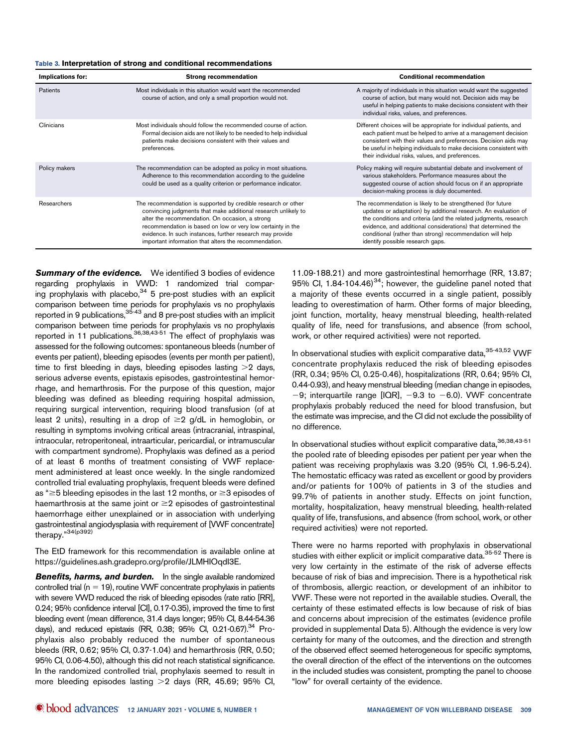Table 3. **Interpretation of strong and conditional recommendations**

| Implications for: | Strong recommendation | Conditional recommendation |
| --- | --- | --- |
| Patients | Most individuals in this situation would want the recommended course of action, and only a small proportion would not. | A majority of individuals in this situation would want the suggested course of action, but many would not. Decision aids may be useful in helping patients to make decisions consistent with their individual risks, values, and preferences. |
| Clinicians | Most individuals should follow the recommended course of action. Formal decision aids are not likely to be needed to help individual patients make decisions consistent with their values and preferences. | Different choices will be appropriate for individual patients, and each patient must be helped to arrive at a management decision consistent with their values and preferences. Decision aids may be useful in helping individuals to make decisions consistent with their individual risks, values, and preferences. |
| Policy makers | The recommendation can be adopted as policy in most situations. Adherence to this recommendation according to the guideline could be used as a quality criterion or performance indicator. | Policy making will require substantial debate and involvement of various stakeholders. Performance measures about the suggested course of action should focus on if an appropriate decision-making process is duly documented. |
| Researchers | The recommendation is supported by credible research or other convincing judgments that make additional research unlikely to alter the recommendation. On occasion, a strong recommendation is based on low or very low certainty in the evidence. In such instances, further research may provide important information that alters the recommendation. | The recommendation is likely to be strengthened (for future updates or adaptation) by additional research. An evaluation of the conditions and criteria (and the related judgments, research evidence, and additional considerations) that determined the conditional (rather than strong) recommendation will help identify possible research gaps. |

***Summary of the evidence.*** We identified 3 bodies of evidence regarding prophylaxis in VWD: 1 randomized trial comparing prophylaxis with placebo,[34] 5 pre-post studies with an explicit comparison between time periods for prophylaxis vs no prophylaxis reported in 9 publications,[35-43] and 8 pre-post studies with an implicit comparison between time periods for prophylaxis vs no prophylaxis reported in 11 publications.[36,38,43-51] The effect of prophylaxis was assessed for the following outcomes: spontaneous bleeds (number of events per patient), bleeding episodes (events per month per patient), time to first bleeding in days, bleeding episodes lasting >2 days, serious adverse events, epistaxis episodes, gastrointestinal hemorrhage, and hemarthrosis. For the purpose of this question, major bleeding was defined as bleeding requiring hospital admission, requiring surgical intervention, requiring blood transfusion (of at least 2 units), resulting in a drop of ≥2 g/dL in hemoglobin, or resulting in symptoms involving critical areas (intracranial, intraspinal, intraocular, retroperitoneal, intraarticular, pericardial, or intramuscular with compartment syndrome). Prophylaxis was defined as a period of at least 6 months of treatment consisting of VWF replacement administered at least once weekly. In the single randomized controlled trial evaluating prophylaxis, frequent bleeds were defined as "≥5 bleeding episodes in the last 12 months, or ≥3 episodes of haemarthrosis at the same joint or ≥2 episodes of gastrointestinal haemorrhage either unexplained or in association with underlying gastrointestinal angiodysplasia with requirement of [VWF concentrate] therapy."[34(p392)]

The EtD framework for this recommendation is available online at https://guidelines.ash.gradepro.org/profile/JLMHIOqdI3E.

***Benefits, harms, and burden.*** In the single available randomized controlled trial (n = 19), routine VWF concentrate prophylaxis in patients with severe VWD reduced the risk of bleeding episodes (rate ratio [RR], 0.24; 95% confidence interval [CI], 0.17-0.35), improved the time to first bleeding event (mean difference, 31.4 days longer; 95% CI, 8.44-54.36 days), and reduced epistaxis (RR, 0.38; 95% CI, 0.21-0.67).[34] Prophylaxis also probably reduced the number of spontaneous bleeds (RR, 0.62; 95% CI, 0.37-1.04) and hemarthrosis (RR, 0.50; 95% CI, 0.06-4.50), although this did not reach statistical significance. In the randomized controlled trial, prophylaxis seemed to result in more bleeding episodes lasting >2 days (RR, 45.69; 95% CI, 11.09-188.21) and more gastrointestinal hemorrhage (RR, 13.87; 95% CI, 1.84-104.46)[34]; however, the guideline panel noted that a majority of these events occurred in a single patient, possibly leading to overestimation of harm. Other forms of major bleeding, joint function, mortality, heavy menstrual bleeding, health-related quality of life, need for transfusions, and absence (from school, work, or other required activities) were not reported.

In observational studies with explicit comparative data,[35-43,52] VWF concentrate prophylaxis reduced the risk of bleeding episodes (RR, 0.34; 95% CI, 0.25-0.46), hospitalizations (RR, 0.64; 95% CI, 0.44-0.93), and heavy menstrual bleeding (median change in episodes, −9; interquartile range [IQR], −9.3 to −6.0). VWF concentrate prophylaxis probably reduced the need for blood transfusion, but the estimate was imprecise, and the CI did not exclude the possibility of no difference.

In observational studies without explicit comparative data,[36,38,43-51] the pooled rate of bleeding episodes per patient per year when the patient was receiving prophylaxis was 3.20 (95% CI, 1.96-5.24). The hemostatic efficacy was rated as excellent or good by providers and/or patients for 100% of patients in 3 of the studies and 99.7% of patients in another study. Effects on joint function, mortality, hospitalization, heavy menstrual bleeding, health-related quality of life, transfusions, and absence (from school, work, or other required activities) were not reported.

There were no harms reported with prophylaxis in observational studies with either explicit or implicit comparative data.[35-52] There is very low certainty in the estimate of the risk of adverse effects because of risk of bias and imprecision. There is a hypothetical risk of thrombosis, allergic reaction, or development of an inhibitor to VWF. These were not reported in the available studies. Overall, the certainty of these estimated effects is low because of risk of bias and concerns about imprecision of the estimates (evidence profile provided in supplemental Data 5). Although the evidence is very low certainty for many of the outcomes, and the direction and strength of the observed effect seemed heterogeneous for specific symptoms, the overall direction of the effect of the interventions on the outcomes in the included studies was consistent, prompting the panel to choose "low" for overall certainty of the evidence.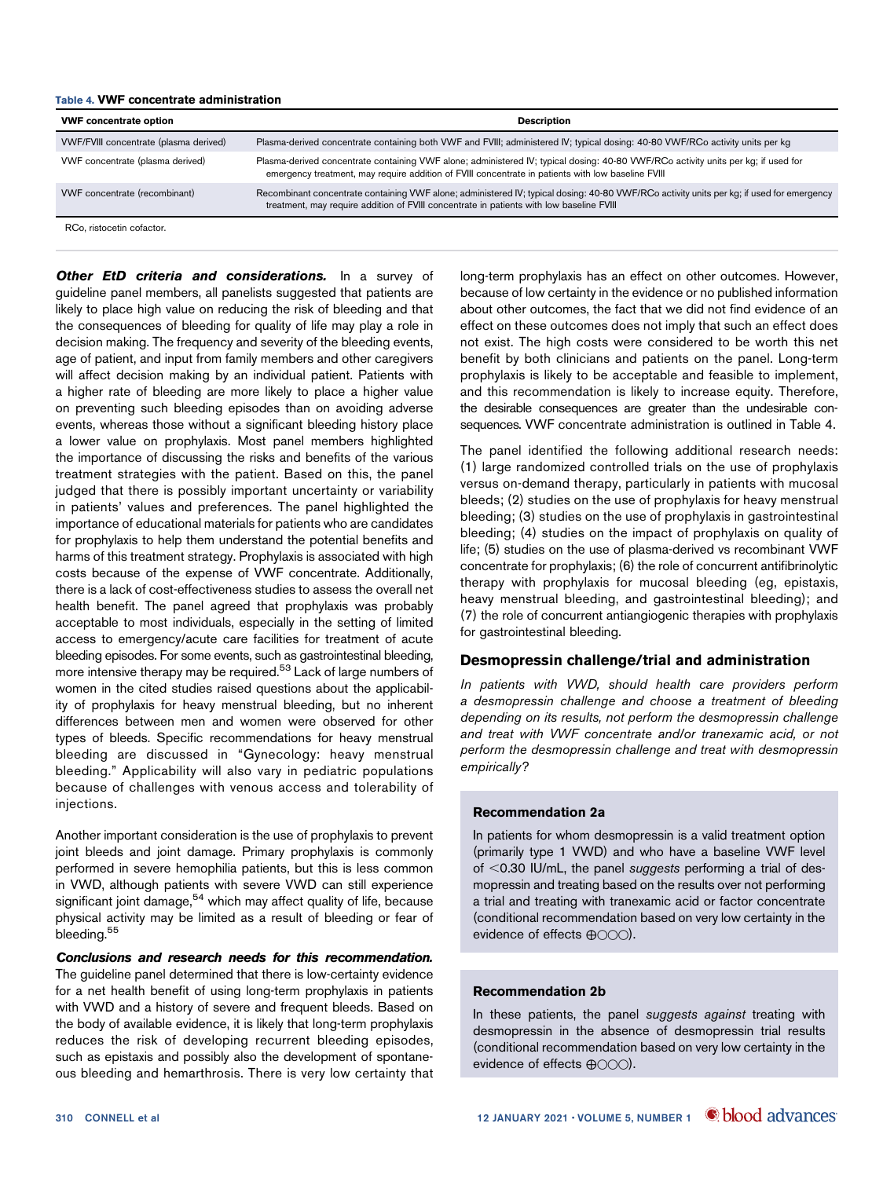**Table 4. VWF concentrate administration**

| VWF concentrate option | Description |
| --- | --- |
| VWF/FVIII concentrate (plasma derived) | Plasma-derived concentrate containing both VWF and FVIII; administered IV; typical dosing: 40-80 VWF/RCo activity units per kg |
| VWF concentrate (plasma derived) | Plasma-derived concentrate containing VWF alone; administered IV; typical dosing: 40-80 VWF/RCo activity units per kg; if used for emergency treatment, may require addition of FVIII concentrate in patients with low baseline FVIII |
| VWF concentrate (recombinant) | Recombinant concentrate containing VWF alone; administered IV; typical dosing: 40-80 VWF/RCo activity units per kg; if used for emergency treatment, may require addition of FVIII concentrate in patients with low baseline FVIII |

RCo, ristocetin cofactor.

***Other EtD criteria and considerations.*** In a survey of guideline panel members, all panelists suggested that patients are likely to place high value on reducing the risk of bleeding and that the consequences of bleeding for quality of life may play a role in decision making. The frequency and severity of the bleeding events, age of patient, and input from family members and other caregivers will affect decision making by an individual patient. Patients with a higher rate of bleeding are more likely to place a higher value on preventing such bleeding episodes than on avoiding adverse events, whereas those without a significant bleeding history place a lower value on prophylaxis. Most panel members highlighted the importance of discussing the risks and benefits of the various treatment strategies with the patient. Based on this, the panel judged that there is possibly important uncertainty or variability in patients' values and preferences. The panel highlighted the importance of educational materials for patients who are candidates for prophylaxis to help them understand the potential benefits and harms of this treatment strategy. Prophylaxis is associated with high costs because of the expense of VWF concentrate. Additionally, there is a lack of cost-effectiveness studies to assess the overall net health benefit. The panel agreed that prophylaxis was probably acceptable to most individuals, especially in the setting of limited access to emergency/acute care facilities for treatment of acute bleeding episodes. For some events, such as gastrointestinal bleeding, more intensive therapy may be required.[53] Lack of large numbers of women in the cited studies raised questions about the applicability of prophylaxis for heavy menstrual bleeding, but no inherent differences between men and women were observed for other types of bleeds. Specific recommendations for heavy menstrual bleeding are discussed in "Gynecology: heavy menstrual bleeding." Applicability will also vary in pediatric populations because of challenges with venous access and tolerability of injections.

Another important consideration is the use of prophylaxis to prevent joint bleeds and joint damage. Primary prophylaxis is commonly performed in severe hemophilia patients, but this is less common in VWD, although patients with severe VWD can still experience significant joint damage,[54] which may affect quality of life, because physical activity may be limited as a result of bleeding or fear of bleeding.[55]

***Conclusions and research needs for this recommendation.*** The guideline panel determined that there is low-certainty evidence for a net health benefit of using long-term prophylaxis in patients with VWD and a history of severe and frequent bleeds. Based on the body of available evidence, it is likely that long-term prophylaxis reduces the risk of developing recurrent bleeding episodes, such as epistaxis and possibly also the development of spontaneous bleeding and hemarthrosis. There is very low certainty that long-term prophylaxis has an effect on other outcomes. However, because of low certainty in the evidence or no published information about other outcomes, the fact that we did not find evidence of an effect on these outcomes does not imply that such an effect does not exist. The high costs were considered to be worth this net benefit by both clinicians and patients on the panel. Long-term prophylaxis is likely to be acceptable and feasible to implement, and this recommendation is likely to increase equity. Therefore, the desirable consequences are greater than the undesirable consequences. VWF concentrate administration is outlined in Table 4.

The panel identified the following additional research needs: (1) large randomized controlled trials on the use of prophylaxis versus on-demand therapy, particularly in patients with mucosal bleeds; (2) studies on the use of prophylaxis for heavy menstrual bleeding; (3) studies on the use of prophylaxis in gastrointestinal bleeding; (4) studies on the impact of prophylaxis on quality of life; (5) studies on the use of plasma-derived vs recombinant VWF concentrate for prophylaxis; (6) the role of concurrent antifibrinolytic therapy with prophylaxis for mucosal bleeding (eg, epistaxis, heavy menstrual bleeding, and gastrointestinal bleeding); and (7) the role of concurrent antiangiogenic therapies with prophylaxis for gastrointestinal bleeding.

## Desmopressin challenge/trial and administration

*In patients with VWD, should health care providers perform a desmopressin challenge and choose a treatment of bleeding depending on its results, not perform the desmopressin challenge and treat with VWF concentrate and/or tranexamic acid, or not perform the desmopressin challenge and treat with desmopressin empirically?*

### Recommendation 2a

In patients for whom desmopressin is a valid treatment option (primarily type 1 VWD) and who have a baseline VWF level of <0.30 IU/mL, the panel *suggests* performing a trial of desmopressin and treating based on the results over not performing a trial and treating with tranexamic acid or factor concentrate (conditional recommendation based on very low certainty in the evidence of effects ⊕◯◯◯).

### Recommendation 2b

In these patients, the panel *suggests against* treating with desmopressin in the absence of desmopressin trial results (conditional recommendation based on very low certainty in the evidence of effects ⊕◯◯◯).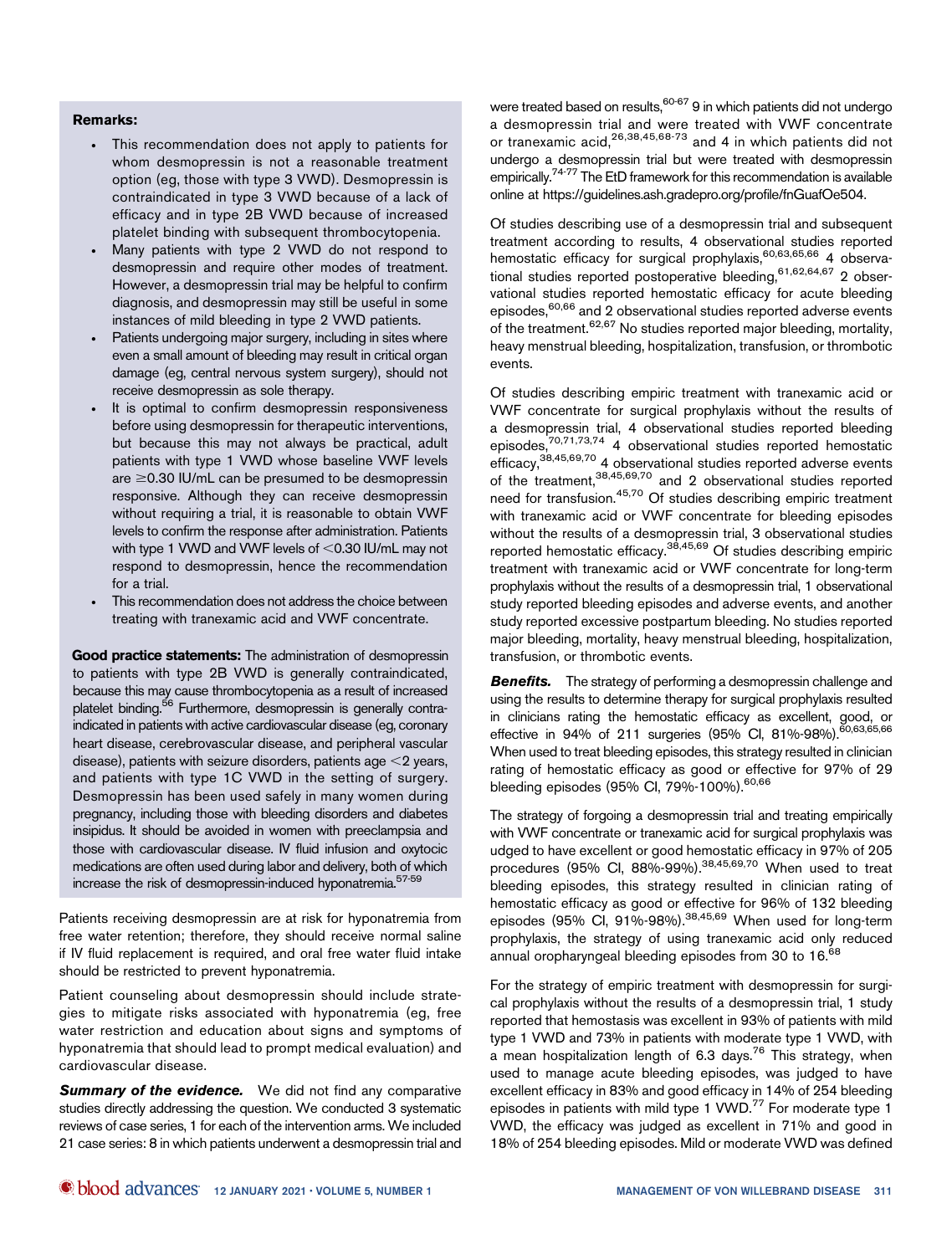**Remarks:**

- This recommendation does not apply to patients for whom desmopressin is not a reasonable treatment option (eg, those with type 3 VWD). Desmopressin is contraindicated in type 3 VWD because of a lack of efficacy and in type 2B VWD because of increased platelet binding with subsequent thrombocytopenia.
- Many patients with type 2 VWD do not respond to desmopressin and require other modes of treatment. However, a desmopressin trial may be helpful to confirm diagnosis, and desmopressin may still be useful in some instances of mild bleeding in type 2 VWD patients.
- Patients undergoing major surgery, including in sites where even a small amount of bleeding may result in critical organ damage (eg, central nervous system surgery), should not receive desmopressin as sole therapy.
- It is optimal to confirm desmopressin responsiveness before using desmopressin for therapeutic interventions, but because this may not always be practical, adult patients with type 1 VWD whose baseline VWF levels are ≥0.30 IU/mL can be presumed to be desmopressin responsive. Although they can receive desmopressin without requiring a trial, it is reasonable to obtain VWF levels to confirm the response after administration. Patients with type 1 VWD and VWF levels of <0.30 IU/mL may not respond to desmopressin, hence the recommendation for a trial.
- This recommendation does not address the choice between treating with tranexamic acid and VWF concentrate.

**Good practice statements:** The administration of desmopressin to patients with type 2B VWD is generally contraindicated, because this may cause thrombocytopenia as a result of increased platelet binding.[56] Furthermore, desmopressin is generally contraindicated in patients with active cardiovascular disease (eg, coronary heart disease, cerebrovascular disease, and peripheral vascular disease), patients with seizure disorders, patients age <2 years, and patients with type 1C VWD in the setting of surgery. Desmopressin has been used safely in many women during pregnancy, including those with bleeding disorders and diabetes insipidus. It should be avoided in women with preeclampsia and those with cardiovascular disease. IV fluid infusion and oxytocic medications are often used during labor and delivery, both of which increase the risk of desmopressin-induced hyponatremia.[57-59]

Patients receiving desmopressin are at risk for hyponatremia from free water retention; therefore, they should receive normal saline if IV fluid replacement is required, and oral free water fluid intake should be restricted to prevent hyponatremia.

Patient counseling about desmopressin should include strategies to mitigate risks associated with hyponatremia (eg, free water restriction and education about signs and symptoms of hyponatremia that should lead to prompt medical evaluation) and cardiovascular disease.

***Summary of the evidence.*** We did not find any comparative studies directly addressing the question. We conducted 3 systematic reviews of case series, 1 for each of the intervention arms. We included 21 case series: 8 in which patients underwent a desmopressin trial and were treated based on results,[60-67] 9 in which patients did not undergo a desmopressin trial and were treated with VWF concentrate or tranexamic acid,[26,38,45,68-73] and 4 in which patients did not undergo a desmopressin trial but were treated with desmopressin empirically.[74-77] The EtD framework for this recommendation is available online at https://guidelines.ash.gradepro.org/profile/fnGuafOe504.

Of studies describing use of a desmopressin trial and subsequent treatment according to results, 4 observational studies reported hemostatic efficacy for surgical prophylaxis,[60,63,65,66] 4 observational studies reported postoperative bleeding,[61,62,64,67] 2 observational studies reported hemostatic efficacy for acute bleeding episodes,[60,66] and 2 observational studies reported adverse events of the treatment.[62,67] No studies reported major bleeding, mortality, heavy menstrual bleeding, hospitalization, transfusion, or thrombotic events.

Of studies describing empiric treatment with tranexamic acid or VWF concentrate for surgical prophylaxis without the results of a desmopressin trial, 4 observational studies reported bleeding episodes,[70,71,73,74] 4 observational studies reported hemostatic efficacy,[38,45,69,70] 4 observational studies reported adverse events of the treatment,[38,45,69,70] and 2 observational studies reported need for transfusion.[45,70] Of studies describing empiric treatment with tranexamic acid or VWF concentrate for bleeding episodes without the results of a desmopressin trial, 3 observational studies reported hemostatic efficacy.[38,45,69] Of studies describing empiric treatment with tranexamic acid or VWF concentrate for long-term prophylaxis without the results of a desmopressin trial, 1 observational study reported bleeding episodes and adverse events, and another study reported excessive postpartum bleeding. No studies reported major bleeding, mortality, heavy menstrual bleeding, hospitalization, transfusion, or thrombotic events.

***Benefits.*** The strategy of performing a desmopressin challenge and using the results to determine therapy for surgical prophylaxis resulted in clinicians rating the hemostatic efficacy as excellent, good, or effective in 94% of 211 surgeries (95% CI, 81%-98%).[60,63,65,66] When used to treat bleeding episodes, this strategy resulted in clinician rating of hemostatic efficacy as good or effective for 97% of 29 bleeding episodes (95% CI, 79%-100%).[60,66]

The strategy of forgoing a desmopressin trial and treating empirically with VWF concentrate or tranexamic acid for surgical prophylaxis was udged to have excellent or good hemostatic efficacy in 97% of 205 procedures (95% CI, 88%-99%).[38,45,69,70] When used to treat bleeding episodes, this strategy resulted in clinician rating of hemostatic efficacy as good or effective for 96% of 132 bleeding episodes (95% CI, 91%-98%).[38,45,69] When used for long-term prophylaxis, the strategy of using tranexamic acid only reduced annual oropharyngeal bleeding episodes from 30 to 16.[68]

For the strategy of empiric treatment with desmopressin for surgical prophylaxis without the results of a desmopressin trial, 1 study reported that hemostasis was excellent in 93% of patients with mild type 1 VWD and 73% in patients with moderate type 1 VWD, with a mean hospitalization length of 6.3 days.[76] This strategy, when used to manage acute bleeding episodes, was judged to have excellent efficacy in 83% and good efficacy in 14% of 254 bleeding episodes in patients with mild type 1 VWD.[77] For moderate type 1 VWD, the efficacy was judged as excellent in 71% and good in 18% of 254 bleeding episodes. Mild or moderate VWD was defined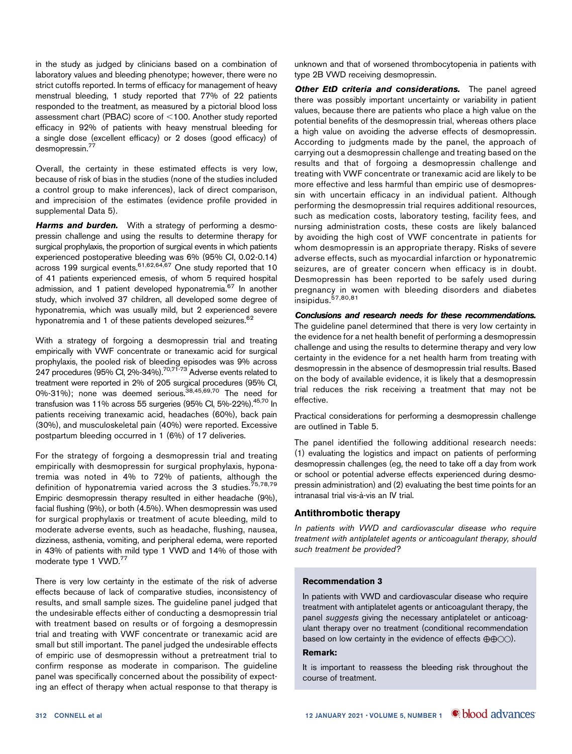in the study as judged by clinicians based on a combination of laboratory values and bleeding phenotype; however, there were no strict cutoffs reported. In terms of efficacy for management of heavy menstrual bleeding, 1 study reported that 77% of 22 patients responded to the treatment, as measured by a pictorial blood loss assessment chart (PBAC) score of <100. Another study reported efficacy in 92% of patients with heavy menstrual bleeding for a single dose (excellent efficacy) or 2 doses (good efficacy) of desmopressin.[77]

Overall, the certainty in these estimated effects is very low, because of risk of bias in the studies (none of the studies included a control group to make inferences), lack of direct comparison, and imprecision of the estimates (evidence profile provided in supplemental Data 5).

***Harms and burden.*** With a strategy of performing a desmopressin challenge and using the results to determine therapy for surgical prophylaxis, the proportion of surgical events in which patients experienced postoperative bleeding was 6% (95% CI, 0.02-0.14) across 199 surgical events.[61,62,64,67] One study reported that 10 of 41 patients experienced emesis, of whom 5 required hospital admission, and 1 patient developed hyponatremia.[67] In another study, which involved 37 children, all developed some degree of hyponatremia, which was usually mild, but 2 experienced severe hyponatremia and 1 of these patients developed seizures.[62]

With a strategy of forgoing a desmopressin trial and treating empirically with VWF concentrate or tranexamic acid for surgical prophylaxis, the pooled risk of bleeding episodes was 9% across 247 procedures (95% CI, 2%-34%).[70,71-73] Adverse events related to treatment were reported in 2% of 205 surgical procedures (95% CI, 0%-31%); none was deemed serious.[38,45,69,70] The need for transfusion was 11% across 55 surgeries (95% CI, 5%-22%).[45,70] In patients receiving tranexamic acid, headaches (60%), back pain (30%), and musculoskeletal pain (40%) were reported. Excessive postpartum bleeding occurred in 1 (6%) of 17 deliveries.

For the strategy of forgoing a desmopressin trial and treating empirically with desmopressin for surgical prophylaxis, hyponatremia was noted in 4% to 72% of patients, although the definition of hyponatremia varied across the 3 studies.[75,78,79] Empiric desmopressin therapy resulted in either headache (9%), facial flushing (9%), or both (4.5%). When desmopressin was used for surgical prophylaxis or treatment of acute bleeding, mild to moderate adverse events, such as headache, flushing, nausea, dizziness, asthenia, vomiting, and peripheral edema, were reported in 43% of patients with mild type 1 VWD and 14% of those with moderate type 1 VWD.[77]

There is very low certainty in the estimate of the risk of adverse effects because of lack of comparative studies, inconsistency of results, and small sample sizes. The guideline panel judged that the undesirable effects either of conducting a desmopressin trial with treatment based on results or of forgoing a desmopressin trial and treating with VWF concentrate or tranexamic acid are small but still important. The panel judged the undesirable effects of empiric use of desmopressin without a pretreatment trial to confirm response as moderate in comparison. The guideline panel was specifically concerned about the possibility of expecting an effect of therapy when actual response to that therapy is unknown and that of worsened thrombocytopenia in patients with type 2B VWD receiving desmopressin.

***Other EtD criteria and considerations.*** The panel agreed there was possibly important uncertainty or variability in patient values, because there are patients who place a high value on the potential benefits of the desmopressin trial, whereas others place a high value on avoiding the adverse effects of desmopressin. According to judgments made by the panel, the approach of carrying out a desmopressin challenge and treating based on the results and that of forgoing a desmopressin challenge and treating with VWF concentrate or tranexamic acid are likely to be more effective and less harmful than empiric use of desmopressin with uncertain efficacy in an individual patient. Although performing the desmopressin trial requires additional resources, such as medication costs, laboratory testing, facility fees, and nursing administration costs, these costs are likely balanced by avoiding the high cost of VWF concentrate in patients for whom desmopressin is an appropriate therapy. Risks of severe adverse effects, such as myocardial infarction or hyponatremic seizures, are of greater concern when efficacy is in doubt. Desmopressin has been reported to be safely used during pregnancy in women with bleeding disorders and diabetes insipidus.[57,80,81]

***Conclusions and research needs for these recommendations.*** The guideline panel determined that there is very low certainty in the evidence for a net health benefit of performing a desmopressin challenge and using the results to determine therapy and very low certainty in the evidence for a net health harm from treating with desmopressin in the absence of desmopressin trial results. Based on the body of available evidence, it is likely that a desmopressin trial reduces the risk receiving a treatment that may not be effective.

Practical considerations for performing a desmopressin challenge are outlined in Table 5.

The panel identified the following additional research needs: (1) evaluating the logistics and impact on patients of performing desmopressin challenges (eg, the need to take off a day from work or school or potential adverse effects experienced during desmopressin administration) and (2) evaluating the best time points for an intranasal trial vis-à-vis an IV trial.

## Antithrombotic therapy

*In patients with VWD and cardiovascular disease who require treatment with antiplatelet agents or anticoagulant therapy, should such treatment be provided?*

**Recommendation 3**

In patients with VWD and cardiovascular disease who require treatment with antiplatelet agents or anticoagulant therapy, the panel *suggests* giving the necessary antiplatelet or anticoagulant therapy over no treatment (conditional recommendation based on low certainty in the evidence of effects ⊕⊕◯◯).

**Remark:**

It is important to reassess the bleeding risk throughout the course of treatment.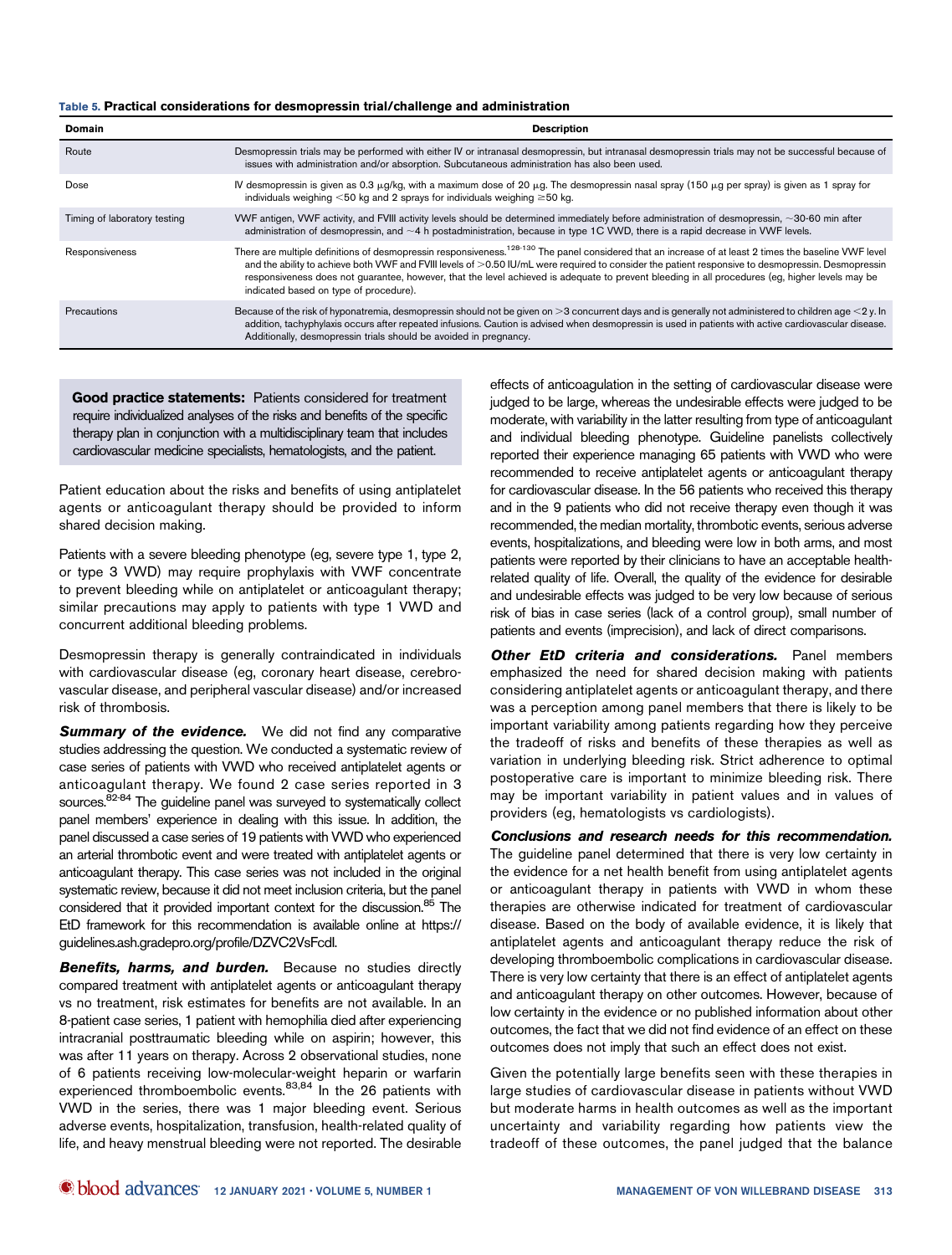**Table 5. Practical considerations for desmopressin trial/challenge and administration**

| Domain | Description |
|---|---|
| Route | Desmopressin trials may be performed with either IV or intranasal desmopressin, but intranasal desmopressin trials may not be successful because of issues with administration and/or absorption. Subcutaneous administration has also been used. |
| Dose | IV desmopressin is given as 0.3 μg/kg, with a maximum dose of 20 μg. The desmopressin nasal spray (150 μg per spray) is given as 1 spray for individuals weighing <50 kg and 2 sprays for individuals weighing ≥50 kg. |
| Timing of laboratory testing | VWF antigen, VWF activity, and FVIII activity levels should be determined immediately before administration of desmopressin, ~30-60 min after administration of desmopressin, and ~4 h postadministration, because in type 1C VWD, there is a rapid decrease in VWF levels. |
| Responsiveness | There are multiple definitions of desmopressin responsiveness.[128-130] The panel considered that an increase of at least 2 times the baseline VWF level and the ability to achieve both VWF and FVIII levels of >0.50 IU/mL were required to consider the patient responsive to desmopressin. Desmopressin responsiveness does not guarantee, however, that the level achieved is adequate to prevent bleeding in all procedures (eg, higher levels may be indicated based on type of procedure). |
| Precautions | Because of the risk of hyponatremia, desmopressin should not be given on >3 concurrent days and is generally not administered to children age <2 y. In addition, tachyphylaxis occurs after repeated infusions. Caution is advised when desmopressin is used in patients with active cardiovascular disease. Additionally, desmopressin trials should be avoided in pregnancy. |

**Good practice statements:** Patients considered for treatment require individualized analyses of the risks and benefits of the specific therapy plan in conjunction with a multidisciplinary team that includes cardiovascular medicine specialists, hematologists, and the patient.

Patient education about the risks and benefits of using antiplatelet agents or anticoagulant therapy should be provided to inform shared decision making.

Patients with a severe bleeding phenotype (eg, severe type 1, type 2, or type 3 VWD) may require prophylaxis with VWF concentrate to prevent bleeding while on antiplatelet or anticoagulant therapy; similar precautions may apply to patients with type 1 VWD and concurrent additional bleeding problems.

Desmopressin therapy is generally contraindicated in individuals with cardiovascular disease (eg, coronary heart disease, cerebrovascular disease, and peripheral vascular disease) and/or increased risk of thrombosis.

***Summary of the evidence.*** We did not find any comparative studies addressing the question. We conducted a systematic review of case series of patients with VWD who received antiplatelet agents or anticoagulant therapy. We found 2 case series reported in 3 sources.[82-84] The guideline panel was surveyed to systematically collect panel members' experience in dealing with this issue. In addition, the panel discussed a case series of 19 patients with VWD who experienced an arterial thrombotic event and were treated with antiplatelet agents or anticoagulant therapy. This case series was not included in the original systematic review, because it did not meet inclusion criteria, but the panel considered that it provided important context for the discussion.[85] The EtD framework for this recommendation is available online at https://guidelines.ash.gradepro.org/profile/DZVC2VsFcdI.

***Benefits, harms, and burden.*** Because no studies directly compared treatment with antiplatelet agents or anticoagulant therapy vs no treatment, risk estimates for benefits are not available. In an 8-patient case series, 1 patient with hemophilia died after experiencing intracranial posttraumatic bleeding while on aspirin; however, this was after 11 years on therapy. Across 2 observational studies, none of 6 patients receiving low-molecular-weight heparin or warfarin experienced thromboembolic events.[83,84] In the 26 patients with VWD in the series, there was 1 major bleeding event. Serious adverse events, hospitalization, transfusion, health-related quality of life, and heavy menstrual bleeding were not reported. The desirable effects of anticoagulation in the setting of cardiovascular disease were judged to be large, whereas the undesirable effects were judged to be moderate, with variability in the latter resulting from type of anticoagulant and individual bleeding phenotype. Guideline panelists collectively reported their experience managing 65 patients with VWD who were recommended to receive antiplatelet agents or anticoagulant therapy for cardiovascular disease. In the 56 patients who received this therapy and in the 9 patients who did not receive therapy even though it was recommended, the median mortality, thrombotic events, serious adverse events, hospitalizations, and bleeding were low in both arms, and most patients were reported by their clinicians to have an acceptable health-related quality of life. Overall, the quality of the evidence for desirable and undesirable effects was judged to be very low because of serious risk of bias in case series (lack of a control group), small number of patients and events (imprecision), and lack of direct comparisons.

***Other EtD criteria and considerations.*** Panel members emphasized the need for shared decision making with patients considering antiplatelet agents or anticoagulant therapy, and there was a perception among panel members that there is likely to be important variability among patients regarding how they perceive the tradeoff of risks and benefits of these therapies as well as variation in underlying bleeding risk. Strict adherence to optimal postoperative care is important to minimize bleeding risk. There may be important variability in patient values and in values of providers (eg, hematologists vs cardiologists).

***Conclusions and research needs for this recommendation.*** The guideline panel determined that there is very low certainty in the evidence for a net health benefit from using antiplatelet agents or anticoagulant therapy in patients with VWD in whom these therapies are otherwise indicated for treatment of cardiovascular disease. Based on the body of available evidence, it is likely that antiplatelet agents and anticoagulant therapy reduce the risk of developing thromboembolic complications in cardiovascular disease. There is very low certainty that there is an effect of antiplatelet agents and anticoagulant therapy on other outcomes. However, because of low certainty in the evidence or no published information about other outcomes, the fact that we did not find evidence of an effect on these outcomes does not imply that such an effect does not exist.

Given the potentially large benefits seen with these therapies in large studies of cardiovascular disease in patients without VWD but moderate harms in health outcomes as well as the important uncertainty and variability regarding how patients view the tradeoff of these outcomes, the panel judged that the balance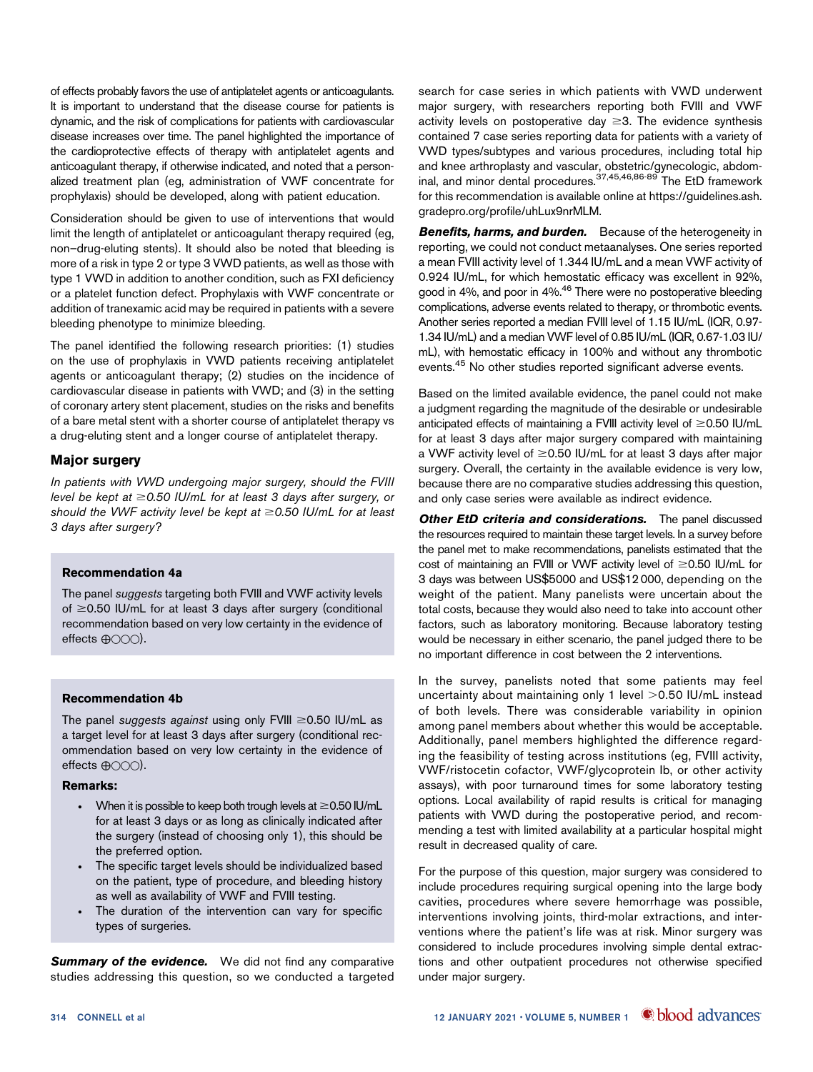of effects probably favors the use of antiplatelet agents or anticoagulants. It is important to understand that the disease course for patients is dynamic, and the risk of complications for patients with cardiovascular disease increases over time. The panel highlighted the importance of the cardioprotective effects of therapy with antiplatelet agents and anticoagulant therapy, if otherwise indicated, and noted that a personalized treatment plan (eg, administration of VWF concentrate for prophylaxis) should be developed, along with patient education.

Consideration should be given to use of interventions that would limit the length of antiplatelet or anticoagulant therapy required (eg, non–drug-eluting stents). It should also be noted that bleeding is more of a risk in type 2 or type 3 VWD patients, as well as those with type 1 VWD in addition to another condition, such as FXI deficiency or a platelet function defect. Prophylaxis with VWF concentrate or addition of tranexamic acid may be required in patients with a severe bleeding phenotype to minimize bleeding.

The panel identified the following research priorities: (1) studies on the use of prophylaxis in VWD patients receiving antiplatelet agents or anticoagulant therapy; (2) studies on the incidence of cardiovascular disease in patients with VWD; and (3) in the setting of coronary artery stent placement, studies on the risks and benefits of a bare metal stent with a shorter course of antiplatelet therapy vs a drug-eluting stent and a longer course of antiplatelet therapy.

## Major surgery

*In patients with VWD undergoing major surgery, should the FVIII level be kept at ≥0.50 IU/mL for at least 3 days after surgery, or should the VWF activity level be kept at ≥0.50 IU/mL for at least 3 days after surgery?*

### Recommendation 4a

The panel *suggests* targeting both FVIII and VWF activity levels of ≥0.50 IU/mL for at least 3 days after surgery (conditional recommendation based on very low certainty in the evidence of effects ⊕◯◯◯).

### Recommendation 4b

The panel *suggests against* using only FVIII ≥0.50 IU/mL as a target level for at least 3 days after surgery (conditional recommendation based on very low certainty in the evidence of effects ⊕◯◯◯).

**Remarks:**

- When it is possible to keep both trough levels at ≥0.50 IU/mL for at least 3 days or as long as clinically indicated after the surgery (instead of choosing only 1), this should be the preferred option.
- The specific target levels should be individualized based on the patient, type of procedure, and bleeding history as well as availability of VWF and FVIII testing.
- The duration of the intervention can vary for specific types of surgeries.

***Summary of the evidence.*** We did not find any comparative studies addressing this question, so we conducted a targeted search for case series in which patients with VWD underwent major surgery, with researchers reporting both FVIII and VWF activity levels on postoperative day ≥3. The evidence synthesis contained 7 case series reporting data for patients with a variety of VWD types/subtypes and various procedures, including total hip and knee arthroplasty and vascular, obstetric/gynecologic, abdominal, and minor dental procedures.[37,45,46,86-89] The EtD framework for this recommendation is available online at https://guidelines.ash.gradepro.org/profile/uhLux9nrMLM.

***Benefits, harms, and burden.*** Because of the heterogeneity in reporting, we could not conduct metaanalyses. One series reported a mean FVIII activity level of 1.344 IU/mL and a mean VWF activity of 0.924 IU/mL, for which hemostatic efficacy was excellent in 92%, good in 4%, and poor in 4%.[46] There were no postoperative bleeding complications, adverse events related to therapy, or thrombotic events. Another series reported a median FVIII level of 1.15 IU/mL (IQR, 0.97-1.34 IU/mL) and a median VWF level of 0.85 IU/mL (IQR, 0.67-1.03 IU/mL), with hemostatic efficacy in 100% and without any thrombotic events.[45] No other studies reported significant adverse events.

Based on the limited available evidence, the panel could not make a judgment regarding the magnitude of the desirable or undesirable anticipated effects of maintaining a FVIII activity level of ≥0.50 IU/mL for at least 3 days after major surgery compared with maintaining a VWF activity level of ≥0.50 IU/mL for at least 3 days after major surgery. Overall, the certainty in the available evidence is very low, because there are no comparative studies addressing this question, and only case series were available as indirect evidence.

***Other EtD criteria and considerations.*** The panel discussed the resources required to maintain these target levels. In a survey before the panel met to make recommendations, panelists estimated that the cost of maintaining an FVIII or VWF activity level of ≥0.50 IU/mL for 3 days was between US$5000 and US$12 000, depending on the weight of the patient. Many panelists were uncertain about the total costs, because they would also need to take into account other factors, such as laboratory monitoring. Because laboratory testing would be necessary in either scenario, the panel judged there to be no important difference in cost between the 2 interventions.

In the survey, panelists noted that some patients may feel uncertainty about maintaining only 1 level >0.50 IU/mL instead of both levels. There was considerable variability in opinion among panel members about whether this would be acceptable. Additionally, panel members highlighted the difference regarding the feasibility of testing across institutions (eg, FVIII activity, VWF/ristocetin cofactor, VWF/glycoprotein Ib, or other activity assays), with poor turnaround times for some laboratory testing options. Local availability of rapid results is critical for managing patients with VWD during the postoperative period, and recommending a test with limited availability at a particular hospital might result in decreased quality of care.

For the purpose of this question, major surgery was considered to include procedures requiring surgical opening into the large body cavities, procedures where severe hemorrhage was possible, interventions involving joints, third-molar extractions, and interventions where the patient's life was at risk. Minor surgery was considered to include procedures involving simple dental extractions and other outpatient procedures not otherwise specified under major surgery.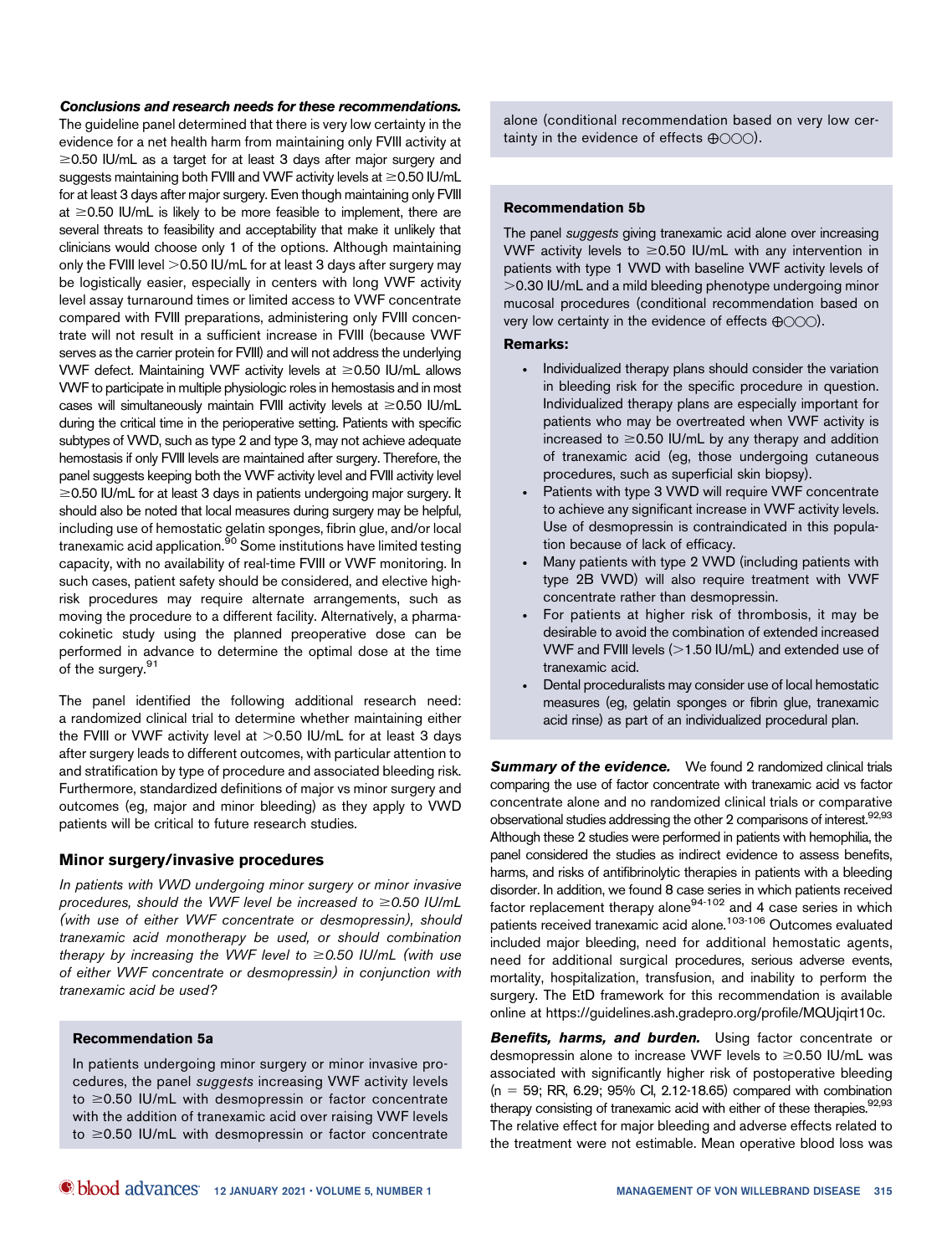***Conclusions and research needs for these recommendations.*** The guideline panel determined that there is very low certainty in the evidence for a net health harm from maintaining only FVIII activity at ≥0.50 IU/mL as a target for at least 3 days after major surgery and suggests maintaining both FVIII and VWF activity levels at ≥0.50 IU/mL for at least 3 days after major surgery. Even though maintaining only FVIII at ≥0.50 IU/mL is likely to be more feasible to implement, there are several threats to feasibility and acceptability that make it unlikely that clinicians would choose only 1 of the options. Although maintaining only the FVIII level >0.50 IU/mL for at least 3 days after surgery may be logistically easier, especially in centers with long VWF activity level assay turnaround times or limited access to VWF concentrate compared with FVIII preparations, administering only FVIII concentrate will not result in a sufficient increase in FVIII (because VWF serves as the carrier protein for FVIII) and will not address the underlying VWF defect. Maintaining VWF activity levels at ≥0.50 IU/mL allows VWF to participate in multiple physiologic roles in hemostasis and in most cases will simultaneously maintain FVIII activity levels at ≥0.50 IU/mL during the critical time in the perioperative setting. Patients with specific subtypes of VWD, such as type 2 and type 3, may not achieve adequate hemostasis if only FVIII levels are maintained after surgery. Therefore, the panel suggests keeping both the VWF activity level and FVIII activity level ≥0.50 IU/mL for at least 3 days in patients undergoing major surgery. It should also be noted that local measures during surgery may be helpful, including use of hemostatic gelatin sponges, fibrin glue, and/or local tranexamic acid application.[90] Some institutions have limited testing capacity, with no availability of real-time FVIII or VWF monitoring. In such cases, patient safety should be considered, and elective high-risk procedures may require alternate arrangements, such as moving the procedure to a different facility. Alternatively, a pharmacokinetic study using the planned preoperative dose can be performed in advance to determine the optimal dose at the time of the surgery.[91]

The panel identified the following additional research need: a randomized clinical trial to determine whether maintaining either the FVIII or VWF activity level at >0.50 IU/mL for at least 3 days after surgery leads to different outcomes, with particular attention to and stratification by type of procedure and associated bleeding risk. Furthermore, standardized definitions of major vs minor surgery and outcomes (eg, major and minor bleeding) as they apply to VWD patients will be critical to future research studies.

## Minor surgery/invasive procedures

*In patients with VWD undergoing minor surgery or minor invasive procedures, should the VWF level be increased to ≥0.50 IU/mL (with use of either VWF concentrate or desmopressin), should tranexamic acid monotherapy be used, or should combination therapy by increasing the VWF level to ≥0.50 IU/mL (with use of either VWF concentrate or desmopressin) in conjunction with tranexamic acid be used?*

### Recommendation 5a

In patients undergoing minor surgery or minor invasive procedures, the panel *suggests* increasing VWF activity levels to ≥0.50 IU/mL with desmopressin or factor concentrate with the addition of tranexamic acid over raising VWF levels to ≥0.50 IU/mL with desmopressin or factor concentrate alone (conditional recommendation based on very low certainty in the evidence of effects ⊕○○○).

### Recommendation 5b

The panel *suggests* giving tranexamic acid alone over increasing VWF activity levels to ≥0.50 IU/mL with any intervention in patients with type 1 VWD with baseline VWF activity levels of >0.30 IU/mL and a mild bleeding phenotype undergoing minor mucosal procedures (conditional recommendation based on very low certainty in the evidence of effects ⊕○○○).

**Remarks:**

- Individualized therapy plans should consider the variation in bleeding risk for the specific procedure in question. Individualized therapy plans are especially important for patients who may be overtreated when VWF activity is increased to ≥0.50 IU/mL by any therapy and addition of tranexamic acid (eg, those undergoing cutaneous procedures, such as superficial skin biopsy).
- Patients with type 3 VWD will require VWF concentrate to achieve any significant increase in VWF activity levels. Use of desmopressin is contraindicated in this population because of lack of efficacy.
- Many patients with type 2 VWD (including patients with type 2B VWD) will also require treatment with VWF concentrate rather than desmopressin.
- For patients at higher risk of thrombosis, it may be desirable to avoid the combination of extended increased VWF and FVIII levels (>1.50 IU/mL) and extended use of tranexamic acid.
- Dental proceduralists may consider use of local hemostatic measures (eg, gelatin sponges or fibrin glue, tranexamic acid rinse) as part of an individualized procedural plan.

***Summary of the evidence.*** We found 2 randomized clinical trials comparing the use of factor concentrate with tranexamic acid vs factor concentrate alone and no randomized clinical trials or comparative observational studies addressing the other 2 comparisons of interest.[92,93] Although these 2 studies were performed in patients with hemophilia, the panel considered the studies as indirect evidence to assess benefits, harms, and risks of antifibrinolytic therapies in patients with a bleeding disorder. In addition, we found 8 case series in which patients received factor replacement therapy alone[94-102] and 4 case series in which patients received tranexamic acid alone.[103-106] Outcomes evaluated included major bleeding, need for additional hemostatic agents, need for additional surgical procedures, serious adverse events, mortality, hospitalization, transfusion, and inability to perform the surgery. The EtD framework for this recommendation is available online at https://guidelines.ash.gradepro.org/profile/MQUjqirt10c.

***Benefits, harms, and burden.*** Using factor concentrate or desmopressin alone to increase VWF levels to ≥0.50 IU/mL was associated with significantly higher risk of postoperative bleeding (n = 59; RR, 6.29; 95% CI, 2.12-18.65) compared with combination therapy consisting of tranexamic acid with either of these therapies.[92,93] The relative effect for major bleeding and adverse effects related to the treatment were not estimable. Mean operative blood loss was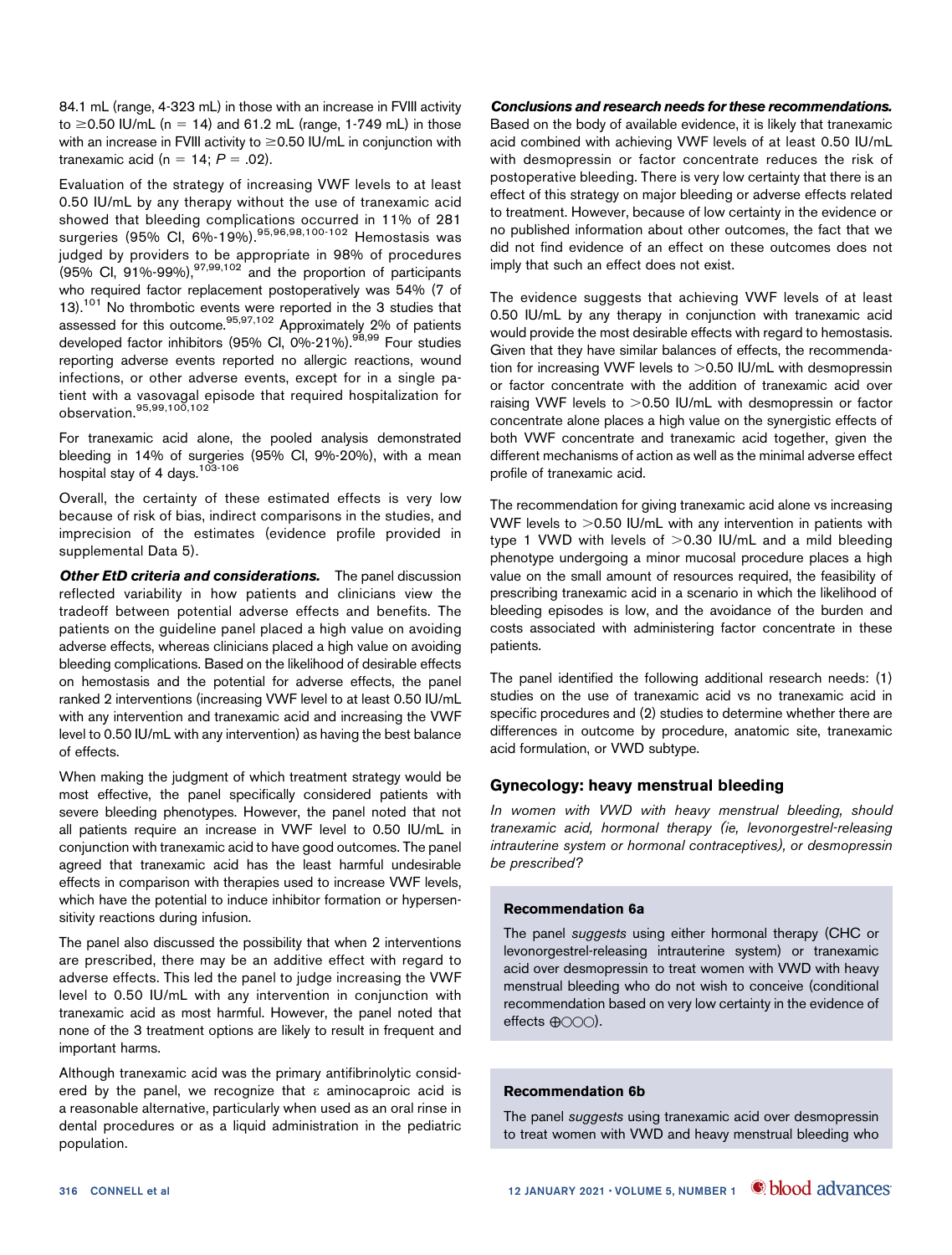84.1 mL (range, 4-323 mL) in those with an increase in FVIII activity to ≥0.50 IU/mL (n = 14) and 61.2 mL (range, 1-749 mL) in those with an increase in FVIII activity to ≥0.50 IU/mL in conjunction with tranexamic acid (n = 14; $P = .02$).

Evaluation of the strategy of increasing VWF levels to at least 0.50 IU/mL by any therapy without the use of tranexamic acid showed that bleeding complications occurred in 11% of 281 surgeries (95% CI, 6%-19%).[95,96,98,100-102] Hemostasis was judged by providers to be appropriate in 98% of procedures (95% CI, 91%-99%),[97,99,102] and the proportion of participants who required factor replacement postoperatively was 54% (7 of 13).[101] No thrombotic events were reported in the 3 studies that assessed for this outcome.[95,97,102] Approximately 2% of patients developed factor inhibitors (95% CI, 0%-21%).[98,99] Four studies reporting adverse events reported no allergic reactions, wound infections, or other adverse events, except for in a single patient with a vasovagal episode that required hospitalization for observation.[95,99,100,102]

For tranexamic acid alone, the pooled analysis demonstrated bleeding in 14% of surgeries (95% CI, 9%-20%), with a mean hospital stay of 4 days.[103-106]

Overall, the certainty of these estimated effects is very low because of risk of bias, indirect comparisons in the studies, and imprecision of the estimates (evidence profile provided in supplemental Data 5).

***Other EtD criteria and considerations.*** The panel discussion reflected variability in how patients and clinicians view the tradeoff between potential adverse effects and benefits. The patients on the guideline panel placed a high value on avoiding adverse effects, whereas clinicians placed a high value on avoiding bleeding complications. Based on the likelihood of desirable effects on hemostasis and the potential for adverse effects, the panel ranked 2 interventions (increasing VWF level to at least 0.50 IU/mL with any intervention and tranexamic acid and increasing the VWF level to 0.50 IU/mL with any intervention) as having the best balance of effects.

When making the judgment of which treatment strategy would be most effective, the panel specifically considered patients with severe bleeding phenotypes. However, the panel noted that not all patients require an increase in VWF level to 0.50 IU/mL in conjunction with tranexamic acid to have good outcomes. The panel agreed that tranexamic acid has the least harmful undesirable effects in comparison with therapies used to increase VWF levels, which have the potential to induce inhibitor formation or hypersensitivity reactions during infusion.

The panel also discussed the possibility that when 2 interventions are prescribed, there may be an additive effect with regard to adverse effects. This led the panel to judge increasing the VWF level to 0.50 IU/mL with any intervention in conjunction with tranexamic acid as most harmful. However, the panel noted that none of the 3 treatment options are likely to result in frequent and important harms.

Although tranexamic acid was the primary antifibrinolytic considered by the panel, we recognize that ε aminocaproic acid is a reasonable alternative, particularly when used as an oral rinse in dental procedures or as a liquid administration in the pediatric population.

***Conclusions and research needs for these recommendations.*** Based on the body of available evidence, it is likely that tranexamic acid combined with achieving VWF levels of at least 0.50 IU/mL with desmopressin or factor concentrate reduces the risk of postoperative bleeding. There is very low certainty that there is an effect of this strategy on major bleeding or adverse effects related to treatment. However, because of low certainty in the evidence or no published information about other outcomes, the fact that we did not find evidence of an effect on these outcomes does not imply that such an effect does not exist.

The evidence suggests that achieving VWF levels of at least 0.50 IU/mL by any therapy in conjunction with tranexamic acid would provide the most desirable effects with regard to hemostasis. Given that they have similar balances of effects, the recommendation for increasing VWF levels to >0.50 IU/mL with desmopressin or factor concentrate with the addition of tranexamic acid over raising VWF levels to >0.50 IU/mL with desmopressin or factor concentrate alone places a high value on the synergistic effects of both VWF concentrate and tranexamic acid together, given the different mechanisms of action as well as the minimal adverse effect profile of tranexamic acid.

The recommendation for giving tranexamic acid alone vs increasing VWF levels to >0.50 IU/mL with any intervention in patients with type 1 VWD with levels of >0.30 IU/mL and a mild bleeding phenotype undergoing a minor mucosal procedure places a high value on the small amount of resources required, the feasibility of prescribing tranexamic acid in a scenario in which the likelihood of bleeding episodes is low, and the avoidance of the burden and costs associated with administering factor concentrate in these patients.

The panel identified the following additional research needs: (1) studies on the use of tranexamic acid vs no tranexamic acid in specific procedures and (2) studies to determine whether there are differences in outcome by procedure, anatomic site, tranexamic acid formulation, or VWD subtype.

## Gynecology: heavy menstrual bleeding

*In women with VWD with heavy menstrual bleeding, should tranexamic acid, hormonal therapy (ie, levonorgestrel-releasing intrauterine system or hormonal contraceptives), or desmopressin be prescribed?*

### Recommendation 6a

The panel *suggests* using either hormonal therapy (CHC or levonorgestrel-releasing intrauterine system) or tranexamic acid over desmopressin to treat women with VWD with heavy menstrual bleeding who do not wish to conceive (conditional recommendation based on very low certainty in the evidence of effects ⊕◯◯◯).

### Recommendation 6b

The panel *suggests* using tranexamic acid over desmopressin to treat women with VWD and heavy menstrual bleeding who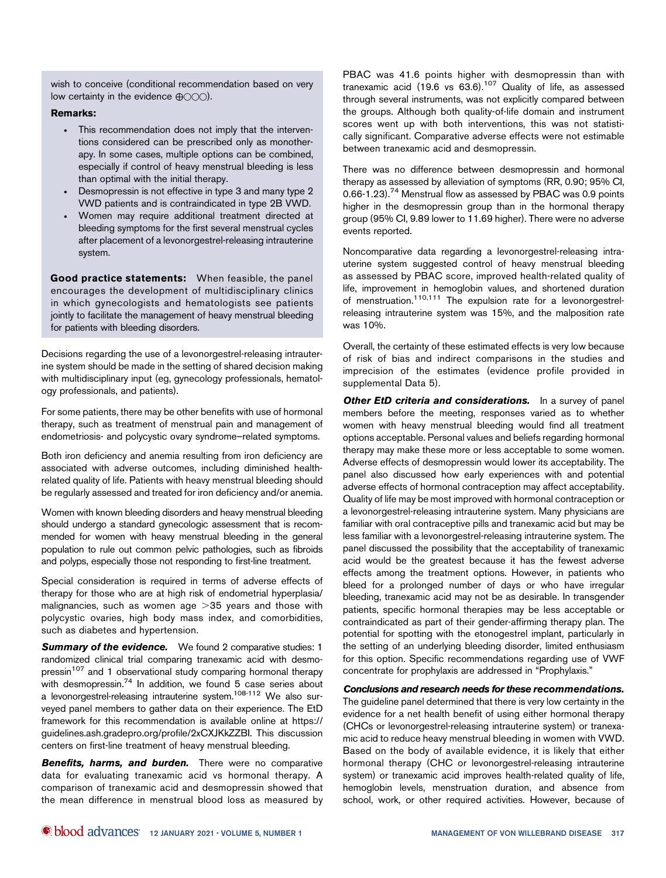wish to conceive (conditional recommendation based on very low certainty in the evidence ⊕○○○).

**Remarks:**

- This recommendation does not imply that the interventions considered can be prescribed only as monotherapy. In some cases, multiple options can be combined, especially if control of heavy menstrual bleeding is less than optimal with the initial therapy.
- Desmopressin is not effective in type 3 and many type 2 VWD patients and is contraindicated in type 2B VWD.
- Women may require additional treatment directed at bleeding symptoms for the first several menstrual cycles after placement of a levonorgestrel-releasing intrauterine system.

**Good practice statements:** When feasible, the panel encourages the development of multidisciplinary clinics in which gynecologists and hematologists see patients jointly to facilitate the management of heavy menstrual bleeding for patients with bleeding disorders.

Decisions regarding the use of a levonorgestrel-releasing intrauterine system should be made in the setting of shared decision making with multidisciplinary input (eg, gynecology professionals, hematology professionals, and patients).

For some patients, there may be other benefits with use of hormonal therapy, such as treatment of menstrual pain and management of endometriosis- and polycystic ovary syndrome–related symptoms.

Both iron deficiency and anemia resulting from iron deficiency are associated with adverse outcomes, including diminished health-related quality of life. Patients with heavy menstrual bleeding should be regularly assessed and treated for iron deficiency and/or anemia.

Women with known bleeding disorders and heavy menstrual bleeding should undergo a standard gynecologic assessment that is recommended for women with heavy menstrual bleeding in the general population to rule out common pelvic pathologies, such as fibroids and polyps, especially those not responding to first-line treatment.

Special consideration is required in terms of adverse effects of therapy for those who are at high risk of endometrial hyperplasia/malignancies, such as women age >35 years and those with polycystic ovaries, high body mass index, and comorbidities, such as diabetes and hypertension.

***Summary of the evidence.*** We found 2 comparative studies: 1 randomized clinical trial comparing tranexamic acid with desmopressin[107] and 1 observational study comparing hormonal therapy with desmopressin.[74] In addition, we found 5 case series about a levonorgestrel-releasing intrauterine system.[108-112] We also surveyed panel members to gather data on their experience. The EtD framework for this recommendation is available online at https://guidelines.ash.gradepro.org/profile/2xCXJKkZZBI. This discussion centers on first-line treatment of heavy menstrual bleeding.

***Benefits, harms, and burden.*** There were no comparative data for evaluating tranexamic acid vs hormonal therapy. A comparison of tranexamic acid and desmopressin showed that the mean difference in menstrual blood loss as measured by PBAC was 41.6 points higher with desmopressin than with tranexamic acid (19.6 vs 63.6).[107] Quality of life, as assessed through several instruments, was not explicitly compared between the groups. Although both quality-of-life domain and instrument scores went up with both interventions, this was not statistically significant. Comparative adverse effects were not estimable between tranexamic acid and desmopressin.

There was no difference between desmopressin and hormonal therapy as assessed by alleviation of symptoms (RR, 0.90; 95% CI, 0.66-1.23).[74] Menstrual flow as assessed by PBAC was 0.9 points higher in the desmopressin group than in the hormonal therapy group (95% CI, 9.89 lower to 11.69 higher). There were no adverse events reported.

Noncomparative data regarding a levonorgestrel-releasing intrauterine system suggested control of heavy menstrual bleeding as assessed by PBAC score, improved health-related quality of life, improvement in hemoglobin values, and shortened duration of menstruation.[110,111] The expulsion rate for a levonorgestrel-releasing intrauterine system was 15%, and the malposition rate was 10%.

Overall, the certainty of these estimated effects is very low because of risk of bias and indirect comparisons in the studies and imprecision of the estimates (evidence profile provided in supplemental Data 5).

***Other EtD criteria and considerations.*** In a survey of panel members before the meeting, responses varied as to whether women with heavy menstrual bleeding would find all treatment options acceptable. Personal values and beliefs regarding hormonal therapy may make these more or less acceptable to some women. Adverse effects of desmopressin would lower its acceptability. The panel also discussed how early experiences with and potential adverse effects of hormonal contraception may affect acceptability. Quality of life may be most improved with hormonal contraception or a levonorgestrel-releasing intrauterine system. Many physicians are familiar with oral contraceptive pills and tranexamic acid but may be less familiar with a levonorgestrel-releasing intrauterine system. The panel discussed the possibility that the acceptability of tranexamic acid would be the greatest because it has the fewest adverse effects among the treatment options. However, in patients who bleed for a prolonged number of days or who have irregular bleeding, tranexamic acid may not be as desirable. In transgender patients, specific hormonal therapies may be less acceptable or contraindicated as part of their gender-affirming therapy plan. The potential for spotting with the etonogestrel implant, particularly in the setting of an underlying bleeding disorder, limited enthusiasm for this option. Specific recommendations regarding use of VWF concentrate for prophylaxis are addressed in "Prophylaxis."

***Conclusions and research needs for these recommendations.*** The guideline panel determined that there is very low certainty in the evidence for a net health benefit of using either hormonal therapy (CHCs or levonorgestrel-releasing intrauterine system) or tranexamic acid to reduce heavy menstrual bleeding in women with VWD. Based on the body of available evidence, it is likely that either hormonal therapy (CHC or levonorgestrel-releasing intrauterine system) or tranexamic acid improves health-related quality of life, hemoglobin levels, menstruation duration, and absence from school, work, or other required activities. However, because of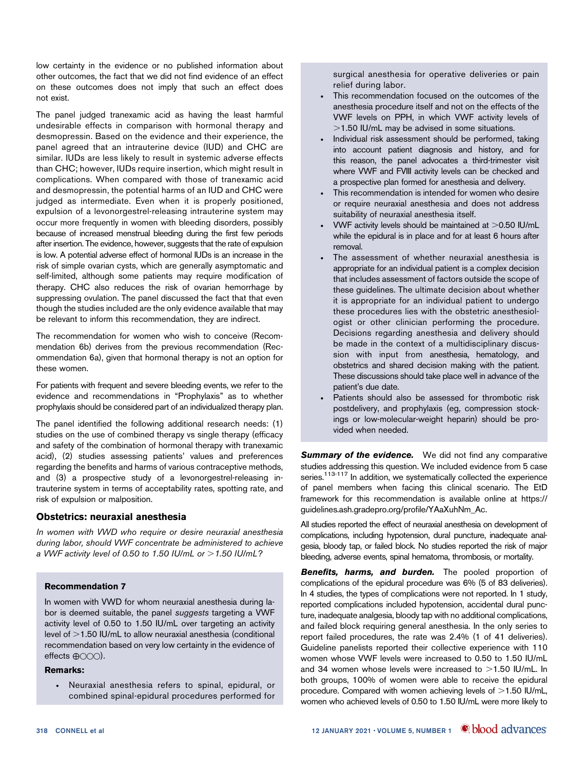low certainty in the evidence or no published information about other outcomes, the fact that we did not find evidence of an effect on these outcomes does not imply that such an effect does not exist.

The panel judged tranexamic acid as having the least harmful undesirable effects in comparison with hormonal therapy and desmopressin. Based on the evidence and their experience, the panel agreed that an intrauterine device (IUD) and CHC are similar. IUDs are less likely to result in systemic adverse effects than CHC; however, IUDs require insertion, which might result in complications. When compared with those of tranexamic acid and desmopressin, the potential harms of an IUD and CHC were judged as intermediate. Even when it is properly positioned, expulsion of a levonorgestrel-releasing intrauterine system may occur more frequently in women with bleeding disorders, possibly because of increased menstrual bleeding during the first few periods after insertion. The evidence, however, suggests that the rate of expulsion is low. A potential adverse effect of hormonal IUDs is an increase in the risk of simple ovarian cysts, which are generally asymptomatic and self-limited, although some patients may require modification of therapy. CHC also reduces the risk of ovarian hemorrhage by suppressing ovulation. The panel discussed the fact that that even though the studies included are the only evidence available that may be relevant to inform this recommendation, they are indirect.

The recommendation for women who wish to conceive (Recommendation 6b) derives from the previous recommendation (Recommendation 6a), given that hormonal therapy is not an option for these women.

For patients with frequent and severe bleeding events, we refer to the evidence and recommendations in "Prophylaxis" as to whether prophylaxis should be considered part of an individualized therapy plan.

The panel identified the following additional research needs: (1) studies on the use of combined therapy vs single therapy (efficacy and safety of the combination of hormonal therapy with tranexamic acid), (2) studies assessing patients' values and preferences regarding the benefits and harms of various contraceptive methods, and (3) a prospective study of a levonorgestrel-releasing intrauterine system in terms of acceptability rates, spotting rate, and risk of expulsion or malposition.

## Obstetrics: neuraxial anesthesia

*In women with VWD who require or desire neuraxial anesthesia during labor, should VWF concentrate be administered to achieve a VWF activity level of 0.50 to 1.50 IU/mL or >1.50 IU/mL?*

**Recommendation 7**

In women with VWD for whom neuraxial anesthesia during labor is deemed suitable, the panel *suggests* targeting a VWF activity level of 0.50 to 1.50 IU/mL over targeting an activity level of >1.50 IU/mL to allow neuraxial anesthesia (conditional recommendation based on very low certainty in the evidence of effects ⊕○○○).

**Remarks:**

- Neuraxial anesthesia refers to spinal, epidural, or combined spinal-epidural procedures performed for surgical anesthesia for operative deliveries or pain relief during labor.
- This recommendation focused on the outcomes of the anesthesia procedure itself and not on the effects of the VWF levels on PPH, in which VWF activity levels of >1.50 IU/mL may be advised in some situations.
- Individual risk assessment should be performed, taking into account patient diagnosis and history, and for this reason, the panel advocates a third-trimester visit where VWF and FVIII activity levels can be checked and a prospective plan formed for anesthesia and delivery.
- This recommendation is intended for women who desire or require neuraxial anesthesia and does not address suitability of neuraxial anesthesia itself.
- VWF activity levels should be maintained at >0.50 IU/mL while the epidural is in place and for at least 6 hours after removal.
- The assessment of whether neuraxial anesthesia is appropriate for an individual patient is a complex decision that includes assessment of factors outside the scope of these guidelines. The ultimate decision about whether it is appropriate for an individual patient to undergo these procedures lies with the obstetric anesthesiologist or other clinician performing the procedure. Decisions regarding anesthesia and delivery should be made in the context of a multidisciplinary discussion with input from anesthesia, hematology, and obstetrics and shared decision making with the patient. These discussions should take place well in advance of the patient's due date.
- Patients should also be assessed for thrombotic risk postdelivery, and prophylaxis (eg, compression stockings or low-molecular-weight heparin) should be provided when needed.

***Summary of the evidence.*** We did not find any comparative studies addressing this question. We included evidence from 5 case series.[113-117] In addition, we systematically collected the experience of panel members when facing this clinical scenario. The EtD framework for this recommendation is available online at https://guidelines.ash.gradepro.org/profile/YAaXuhNm_Ac.

All studies reported the effect of neuraxial anesthesia on development of complications, including hypotension, dural puncture, inadequate analgesia, bloody tap, or failed block. No studies reported the risk of major bleeding, adverse events, spinal hematoma, thrombosis, or mortality.

***Benefits, harms, and burden.*** The pooled proportion of complications of the epidural procedure was 6% (5 of 83 deliveries). In 4 studies, the types of complications were not reported. In 1 study, reported complications included hypotension, accidental dural puncture, inadequate analgesia, bloody tap with no additional complications, and failed block requiring general anesthesia. In the only series to report failed procedures, the rate was 2.4% (1 of 41 deliveries). Guideline panelists reported their collective experience with 110 women whose VWF levels were increased to 0.50 to 1.50 IU/mL and 34 women whose levels were increased to >1.50 IU/mL. In both groups, 100% of women were able to receive the epidural procedure. Compared with women achieving levels of >1.50 IU/mL, women who achieved levels of 0.50 to 1.50 IU/mL were more likely to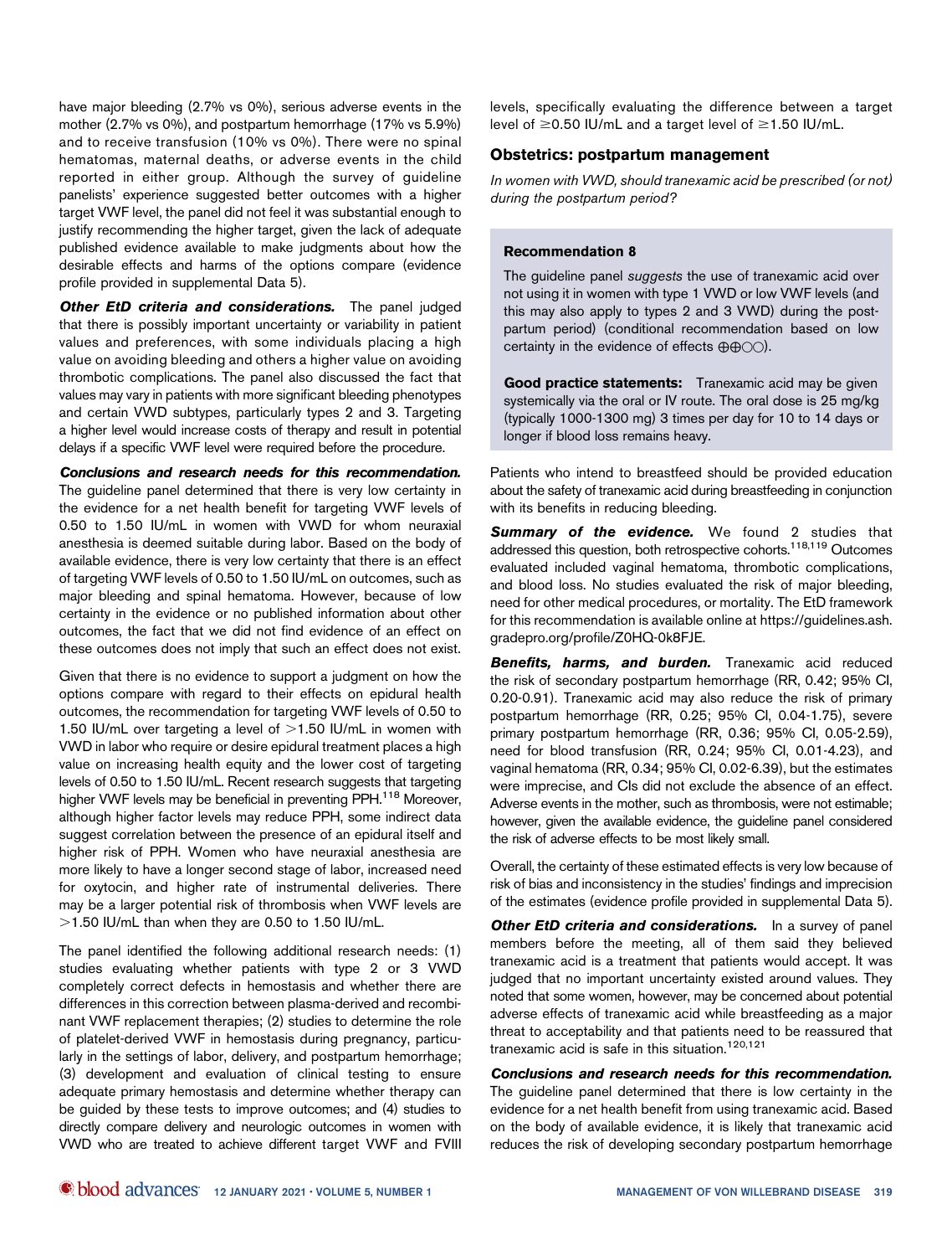have major bleeding (2.7% vs 0%), serious adverse events in the mother (2.7% vs 0%), and postpartum hemorrhage (17% vs 5.9%) and to receive transfusion (10% vs 0%). There were no spinal hematomas, maternal deaths, or adverse events in the child reported in either group. Although the survey of guideline panelists' experience suggested better outcomes with a higher target VWF level, the panel did not feel it was substantial enough to justify recommending the higher target, given the lack of adequate published evidence available to make judgments about how the desirable effects and harms of the options compare (evidence profile provided in supplemental Data 5).

***Other EtD criteria and considerations.*** The panel judged that there is possibly important uncertainty or variability in patient values and preferences, with some individuals placing a high value on avoiding bleeding and others a higher value on avoiding thrombotic complications. The panel also discussed the fact that values may vary in patients with more significant bleeding phenotypes and certain VWD subtypes, particularly types 2 and 3. Targeting a higher level would increase costs of therapy and result in potential delays if a specific VWF level were required before the procedure.

***Conclusions and research needs for this recommendation.*** The guideline panel determined that there is very low certainty in the evidence for a net health benefit for targeting VWF levels of 0.50 to 1.50 IU/mL in women with VWD for whom neuraxial anesthesia is deemed suitable during labor. Based on the body of available evidence, there is very low certainty that there is an effect of targeting VWF levels of 0.50 to 1.50 IU/mL on outcomes, such as major bleeding and spinal hematoma. However, because of low certainty in the evidence or no published information about other outcomes, the fact that we did not find evidence of an effect on these outcomes does not imply that such an effect does not exist.

Given that there is no evidence to support a judgment on how the options compare with regard to their effects on epidural health outcomes, the recommendation for targeting VWF levels of 0.50 to 1.50 IU/mL over targeting a level of >1.50 IU/mL in women with VWD in labor who require or desire epidural treatment places a high value on increasing health equity and the lower cost of targeting levels of 0.50 to 1.50 IU/mL. Recent research suggests that targeting higher VWF levels may be beneficial in preventing PPH.[118] Moreover, although higher factor levels may reduce PPH, some indirect data suggest correlation between the presence of an epidural itself and higher risk of PPH. Women who have neuraxial anesthesia are more likely to have a longer second stage of labor, increased need for oxytocin, and higher rate of instrumental deliveries. There may be a larger potential risk of thrombosis when VWF levels are >1.50 IU/mL than when they are 0.50 to 1.50 IU/mL.

The panel identified the following additional research needs: (1) studies evaluating whether patients with type 2 or 3 VWD completely correct defects in hemostasis and whether there are differences in this correction between plasma-derived and recombinant VWF replacement therapies; (2) studies to determine the role of platelet-derived VWF in hemostasis during pregnancy, particularly in the settings of labor, delivery, and postpartum hemorrhage; (3) development and evaluation of clinical testing to ensure adequate primary hemostasis and determine whether therapy can be guided by these tests to improve outcomes; and (4) studies to directly compare delivery and neurologic outcomes in women with VWD who are treated to achieve different target VWF and FVIII levels, specifically evaluating the difference between a target level of ≥0.50 IU/mL and a target level of ≥1.50 IU/mL.

## Obstetrics: postpartum management

*In women with VWD, should tranexamic acid be prescribed (or not) during the postpartum period?*

**Recommendation 8**

The guideline panel *suggests* the use of tranexamic acid over not using it in women with type 1 VWD or low VWF levels (and this may also apply to types 2 and 3 VWD) during the postpartum period) (conditional recommendation based on low certainty in the evidence of effects ⊕⊕◯◯).

**Good practice statements:** Tranexamic acid may be given systemically via the oral or IV route. The oral dose is 25 mg/kg (typically 1000-1300 mg) 3 times per day for 10 to 14 days or longer if blood loss remains heavy.

Patients who intend to breastfeed should be provided education about the safety of tranexamic acid during breastfeeding in conjunction with its benefits in reducing bleeding.

***Summary of the evidence.*** We found 2 studies that addressed this question, both retrospective cohorts.[118,119] Outcomes evaluated included vaginal hematoma, thrombotic complications, and blood loss. No studies evaluated the risk of major bleeding, need for other medical procedures, or mortality. The EtD framework for this recommendation is available online at https://guidelines.ash.gradepro.org/profile/Z0HQ-0k8FJE.

***Benefits, harms, and burden.*** Tranexamic acid reduced the risk of secondary postpartum hemorrhage (RR, 0.42; 95% CI, 0.20-0.91). Tranexamic acid may also reduce the risk of primary postpartum hemorrhage (RR, 0.25; 95% CI, 0.04-1.75), severe primary postpartum hemorrhage (RR, 0.36; 95% CI, 0.05-2.59), need for blood transfusion (RR, 0.24; 95% CI, 0.01-4.23), and vaginal hematoma (RR, 0.34; 95% CI, 0.02-6.39), but the estimates were imprecise, and CIs did not exclude the absence of an effect. Adverse events in the mother, such as thrombosis, were not estimable; however, given the available evidence, the guideline panel considered the risk of adverse effects to be most likely small.

Overall, the certainty of these estimated effects is very low because of risk of bias and inconsistency in the studies' findings and imprecision of the estimates (evidence profile provided in supplemental Data 5).

***Other EtD criteria and considerations.*** In a survey of panel members before the meeting, all of them said they believed tranexamic acid is a treatment that patients would accept. It was judged that no important uncertainty existed around values. They noted that some women, however, may be concerned about potential adverse effects of tranexamic acid while breastfeeding as a major threat to acceptability and that patients need to be reassured that tranexamic acid is safe in this situation.[120,121]

***Conclusions and research needs for this recommendation.*** The guideline panel determined that there is low certainty in the evidence for a net health benefit from using tranexamic acid. Based on the body of available evidence, it is likely that tranexamic acid reduces the risk of developing secondary postpartum hemorrhage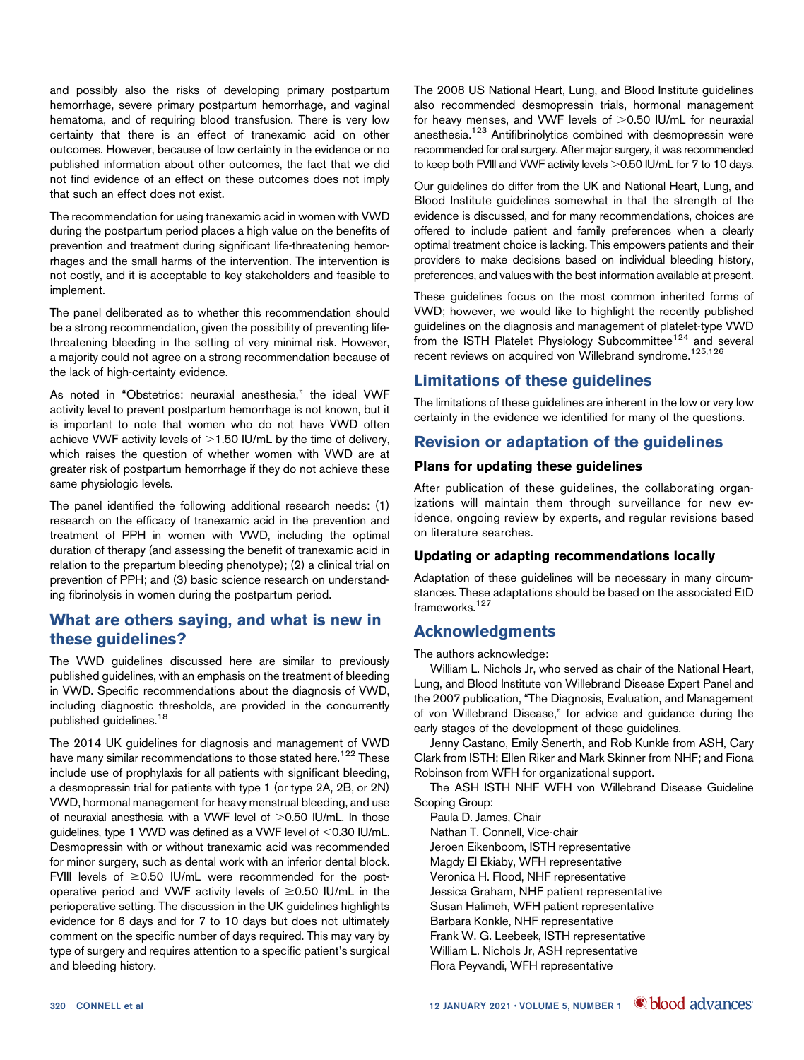and possibly also the risks of developing primary postpartum hemorrhage, severe primary postpartum hemorrhage, and vaginal hematoma, and of requiring blood transfusion. There is very low certainty that there is an effect of tranexamic acid on other outcomes. However, because of low certainty in the evidence or no published information about other outcomes, the fact that we did not find evidence of an effect on these outcomes does not imply that such an effect does not exist.

The recommendation for using tranexamic acid in women with VWD during the postpartum period places a high value on the benefits of prevention and treatment during significant life-threatening hemorrhages and the small harms of the intervention. The intervention is not costly, and it is acceptable to key stakeholders and feasible to implement.

The panel deliberated as to whether this recommendation should be a strong recommendation, given the possibility of preventing life-threatening bleeding in the setting of very minimal risk. However, a majority could not agree on a strong recommendation because of the lack of high-certainty evidence.

As noted in "Obstetrics: neuraxial anesthesia," the ideal VWF activity level to prevent postpartum hemorrhage is not known, but it is important to note that women who do not have VWD often achieve VWF activity levels of >1.50 IU/mL by the time of delivery, which raises the question of whether women with VWD are at greater risk of postpartum hemorrhage if they do not achieve these same physiologic levels.

The panel identified the following additional research needs: (1) research on the efficacy of tranexamic acid in the prevention and treatment of PPH in women with VWD, including the optimal duration of therapy (and assessing the benefit of tranexamic acid in relation to the prepartum bleeding phenotype); (2) a clinical trial on prevention of PPH; and (3) basic science research on understanding fibrinolysis in women during the postpartum period.

## What are others saying, and what is new in these guidelines?

The VWD guidelines discussed here are similar to previously published guidelines, with an emphasis on the treatment of bleeding in VWD. Specific recommendations about the diagnosis of VWD, including diagnostic thresholds, are provided in the concurrently published guidelines.[18]

The 2014 UK guidelines for diagnosis and management of VWD have many similar recommendations to those stated here.[122] These include use of prophylaxis for all patients with significant bleeding, a desmopressin trial for patients with type 1 (or type 2A, 2B, or 2N) VWD, hormonal management for heavy menstrual bleeding, and use of neuraxial anesthesia with a VWF level of >0.50 IU/mL. In those guidelines, type 1 VWD was defined as a VWF level of <0.30 IU/mL. Desmopressin with or without tranexamic acid was recommended for minor surgery, such as dental work with an inferior dental block. FVIII levels of ≥0.50 IU/mL were recommended for the postoperative period and VWF activity levels of ≥0.50 IU/mL in the perioperative setting. The discussion in the UK guidelines highlights evidence for 6 days and for 7 to 10 days but does not ultimately comment on the specific number of days required. This may vary by type of surgery and requires attention to a specific patient's surgical and bleeding history.

The 2008 US National Heart, Lung, and Blood Institute guidelines also recommended desmopressin trials, hormonal management for heavy menses, and VWF levels of >0.50 IU/mL for neuraxial anesthesia.[123] Antifibrinolytics combined with desmopressin were recommended for oral surgery. After major surgery, it was recommended to keep both FVIII and VWF activity levels >0.50 IU/mL for 7 to 10 days.

Our guidelines do differ from the UK and National Heart, Lung, and Blood Institute guidelines somewhat in that the strength of the evidence is discussed, and for many recommendations, choices are offered to include patient and family preferences when a clearly optimal treatment choice is lacking. This empowers patients and their providers to make decisions based on individual bleeding history, preferences, and values with the best information available at present.

These guidelines focus on the most common inherited forms of VWD; however, we would like to highlight the recently published guidelines on the diagnosis and management of platelet-type VWD from the ISTH Platelet Physiology Subcommittee[124] and several recent reviews on acquired von Willebrand syndrome.[125,126]

## Limitations of these guidelines

The limitations of these guidelines are inherent in the low or very low certainty in the evidence we identified for many of the questions.

## Revision or adaptation of the guidelines

### Plans for updating these guidelines

After publication of these guidelines, the collaborating organizations will maintain them through surveillance for new evidence, ongoing review by experts, and regular revisions based on literature searches.

### Updating or adapting recommendations locally

Adaptation of these guidelines will be necessary in many circumstances. These adaptations should be based on the associated EtD frameworks.[127]

## Acknowledgments

The authors acknowledge:

William L. Nichols Jr, who served as chair of the National Heart, Lung, and Blood Institute von Willebrand Disease Expert Panel and the 2007 publication, "The Diagnosis, Evaluation, and Management of von Willebrand Disease," for advice and guidance during the early stages of the development of these guidelines.

Jenny Castano, Emily Senerth, and Rob Kunkle from ASH, Cary Clark from ISTH; Ellen Riker and Mark Skinner from NHF; and Fiona Robinson from WFH for organizational support.

The ASH ISTH NHF WFH von Willebrand Disease Guideline Scoping Group:

Paula D. James, Chair
Nathan T. Connell, Vice-chair
Jeroen Eikenboom, ISTH representative
Magdy El Ekiaby, WFH representative
Veronica H. Flood, NHF representative
Jessica Graham, NHF patient representative
Susan Halimeh, WFH patient representative
Barbara Konkle, NHF representative
Frank W. G. Leebeek, ISTH representative
William L. Nichols Jr, ASH representative
Flora Peyvandi, WFH representative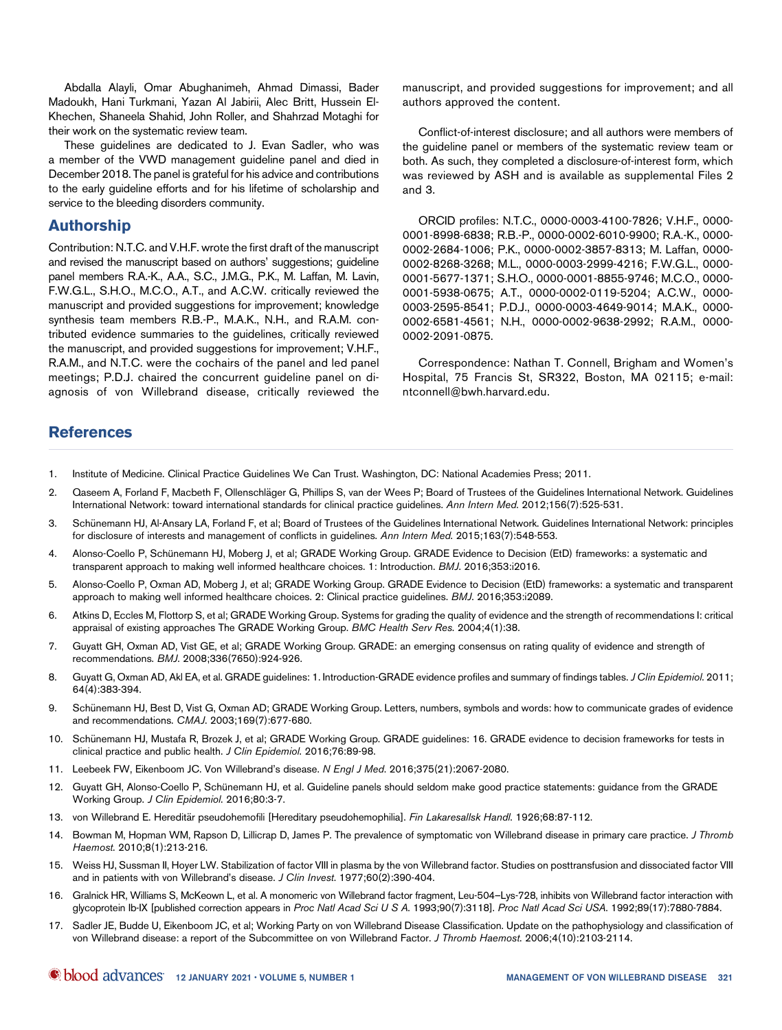Abdalla Alayli, Omar Abughanimeh, Ahmad Dimassi, Bader Madoukh, Hani Turkmani, Yazan Al Jabirii, Alec Britt, Hussein El-Khechen, Shaneela Shahid, John Roller, and Shahrzad Motaghi for their work on the systematic review team.

These guidelines are dedicated to J. Evan Sadler, who was a member of the VWD management guideline panel and died in December 2018. The panel is grateful for his advice and contributions to the early guideline efforts and for his lifetime of scholarship and service to the bleeding disorders community.

## Authorship

Contribution: N.T.C. and V.H.F. wrote the first draft of the manuscript and revised the manuscript based on authors' suggestions; guideline panel members R.A.-K., A.A., S.C., J.M.G., P.K., M. Laffan, M. Lavin, F.W.G.L., S.H.O., M.C.O., A.T., and A.C.W. critically reviewed the manuscript and provided suggestions for improvement; knowledge synthesis team members R.B.-P., M.A.K., N.H., and R.A.M. contributed evidence summaries to the guidelines, critically reviewed the manuscript, and provided suggestions for improvement; V.H.F., R.A.M., and N.T.C. were the cochairs of the panel and led panel meetings; P.D.J. chaired the concurrent guideline panel on diagnosis of von Willebrand disease, critically reviewed the manuscript, and provided suggestions for improvement; and all authors approved the content.

Conflict-of-interest disclosure; and all authors were members of the guideline panel or members of the systematic review team or both. As such, they completed a disclosure-of-interest form, which was reviewed by ASH and is available as supplemental Files 2 and 3.

ORCID profiles: N.T.C., 0000-0003-4100-7826; V.H.F., 0000-0001-8998-6838; R.B.-P., 0000-0002-6010-9900; R.A.-K., 0000-0002-2684-1006; P.K., 0000-0002-3857-8313; M. Laffan, 0000-0002-8268-3268; M.L., 0000-0003-2999-4216; F.W.G.L., 0000-0001-5677-1371; S.H.O., 0000-0001-8855-9746; M.C.O., 0000-0001-5938-0675; A.T., 0000-0002-0119-5204; A.C.W., 0000-0003-2595-8541; P.D.J., 0000-0003-4649-9014; M.A.K., 0000-0002-6581-4561; N.H., 0000-0002-9638-2992; R.A.M., 0000-0002-2091-0875.

Correspondence: Nathan T. Connell, Brigham and Women's Hospital, 75 Francis St, SR322, Boston, MA 02115; e-mail: ntconnell@bwh.harvard.edu.

## References

1. Institute of Medicine. Clinical Practice Guidelines We Can Trust. Washington, DC: National Academies Press; 2011.
2. Qaseem A, Forland F, Macbeth F, Ollenschläger G, Phillips S, van der Wees P; Board of Trustees of the Guidelines International Network. Guidelines International Network: toward international standards for clinical practice guidelines. *Ann Intern Med.* 2012;156(7):525-531.
3. Schünemann HJ, Al-Ansary LA, Forland F, et al; Board of Trustees of the Guidelines International Network. Guidelines International Network: principles for disclosure of interests and management of conflicts in guidelines. *Ann Intern Med.* 2015;163(7):548-553.
4. Alonso-Coello P, Schünemann HJ, Moberg J, et al; GRADE Working Group. GRADE Evidence to Decision (EtD) frameworks: a systematic and transparent approach to making well informed healthcare choices. 1: Introduction. *BMJ.* 2016;353:i2016.
5. Alonso-Coello P, Oxman AD, Moberg J, et al; GRADE Working Group. GRADE Evidence to Decision (EtD) frameworks: a systematic and transparent approach to making well informed healthcare choices. 2: Clinical practice guidelines. *BMJ.* 2016;353:i2089.
6. Atkins D, Eccles M, Flottorp S, et al; GRADE Working Group. Systems for grading the quality of evidence and the strength of recommendations I: critical appraisal of existing approaches The GRADE Working Group. *BMC Health Serv Res.* 2004;4(1):38.
7. Guyatt GH, Oxman AD, Vist GE, et al; GRADE Working Group. GRADE: an emerging consensus on rating quality of evidence and strength of recommendations. *BMJ.* 2008;336(7650):924-926.
8. Guyatt G, Oxman AD, Akl EA, et al. GRADE guidelines: 1. Introduction-GRADE evidence profiles and summary of findings tables. *J Clin Epidemiol.* 2011; 64(4):383-394.
9. Schünemann HJ, Best D, Vist G, Oxman AD; GRADE Working Group. Letters, numbers, symbols and words: how to communicate grades of evidence and recommendations. *CMAJ.* 2003;169(7):677-680.
10. Schünemann HJ, Mustafa R, Brozek J, et al; GRADE Working Group. GRADE guidelines: 16. GRADE evidence to decision frameworks for tests in clinical practice and public health. *J Clin Epidemiol.* 2016;76:89-98.
11. Leebeek FW, Eikenboom JC. Von Willebrand's disease. *N Engl J Med.* 2016;375(21):2067-2080.
12. Guyatt GH, Alonso-Coello P, Schünemann HJ, et al. Guideline panels should seldom make good practice statements: guidance from the GRADE Working Group. *J Clin Epidemiol.* 2016;80:3-7.
13. von Willebrand E. Hereditär pseudohemofili [Hereditary pseudohemophilia]. *Fin Lakaresallsk Handl.* 1926;68:87-112.
14. Bowman M, Hopman WM, Rapson D, Lillicrap D, James P. The prevalence of symptomatic von Willebrand disease in primary care practice. *J Thromb Haemost.* 2010;8(1):213-216.
15. Weiss HJ, Sussman II, Hoyer LW. Stabilization of factor VIII in plasma by the von Willebrand factor. Studies on posttransfusion and dissociated factor VIII and in patients with von Willebrand's disease. *J Clin Invest.* 1977;60(2):390-404.
16. Gralnick HR, Williams S, McKeown L, et al. A monomeric von Willebrand factor fragment, Leu-504–Lys-728, inhibits von Willebrand factor interaction with glycoprotein Ib-IX [published correction appears in *Proc Natl Acad Sci U S A.* 1993;90(7):3118]. *Proc Natl Acad Sci USA.* 1992;89(17):7880-7884.
17. Sadler JE, Budde U, Eikenboom JC, et al; Working Party on von Willebrand Disease Classification. Update on the pathophysiology and classification of von Willebrand disease: a report of the Subcommittee on von Willebrand Factor. *J Thromb Haemost.* 2006;4(10):2103-2114.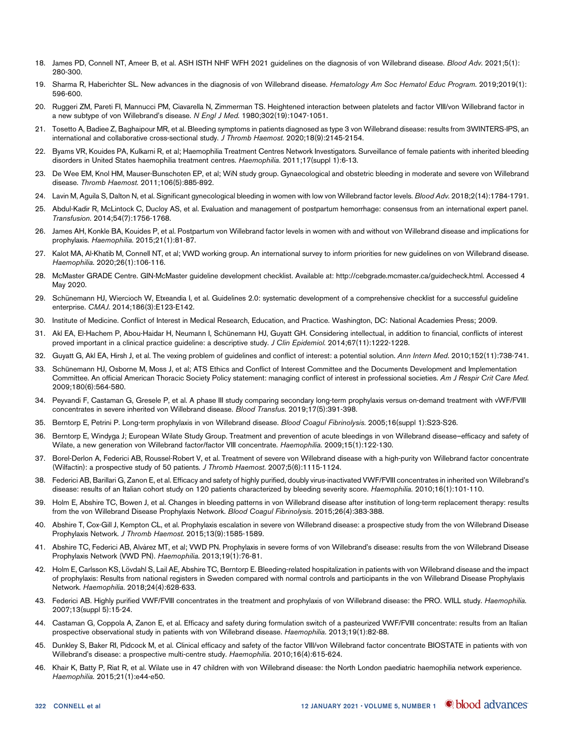18. James PD, Connell NT, Ameer B, et al. ASH ISTH NHF WFH 2021 guidelines on the diagnosis of von Willebrand disease. *Blood Adv*. 2021;5(1): 280-300.
19. Sharma R, Haberichter SL. New advances in the diagnosis of von Willebrand disease. *Hematology Am Soc Hematol Educ Program*. 2019;2019(1): 596-600.
20. Ruggeri ZM, Pareti FI, Mannucci PM, Ciavarella N, Zimmerman TS. Heightened interaction between platelets and factor VIII/von Willebrand factor in a new subtype of von Willebrand's disease. *N Engl J Med*. 1980;302(19):1047-1051.
21. Tosetto A, Badiee Z, Baghaipour MR, et al. Bleeding symptoms in patients diagnosed as type 3 von Willebrand disease: results from 3WINTERS-IPS, an international and collaborative cross-sectional study. *J Thromb Haemost*. 2020;18(9):2145-2154.
22. Byams VR, Kouides PA, Kulkarni R, et al; Haemophilia Treatment Centres Network Investigators. Surveillance of female patients with inherited bleeding disorders in United States haemophilia treatment centres. *Haemophilia*. 2011;17(suppl 1):6-13.
23. De Wee EM, Knol HM, Mauser-Bunschoten EP, et al; WiN study group. Gynaecological and obstetric bleeding in moderate and severe von Willebrand disease. *Thromb Haemost*. 2011;106(5):885-892.
24. Lavin M, Aguila S, Dalton N, et al. Significant gynecological bleeding in women with low von Willebrand factor levels. *Blood Adv*. 2018;2(14):1784-1791.
25. Abdul-Kadir R, McLintock C, Ducloy AS, et al. Evaluation and management of postpartum hemorrhage: consensus from an international expert panel. *Transfusion*. 2014;54(7):1756-1768.
26. James AH, Konkle BA, Kouides P, et al. Postpartum von Willebrand factor levels in women with and without von Willebrand disease and implications for prophylaxis. *Haemophilia*. 2015;21(1):81-87.
27. Kalot MA, Al-Khatib M, Connell NT, et al; VWD working group. An international survey to inform priorities for new guidelines on von Willebrand disease. *Haemophilia*. 2020;26(1):106-116.
28. McMaster GRADE Centre. GIN-McMaster guideline development checklist. Available at: http://cebgrade.mcmaster.ca/guidecheck.html. Accessed 4 May 2020.
29. Schünemann HJ, Wiercioch W, Etxeandia I, et al. Guidelines 2.0: systematic development of a comprehensive checklist for a successful guideline enterprise. *CMAJ*. 2014;186(3):E123-E142.
30. Institute of Medicine. Conflict of Interest in Medical Research, Education, and Practice. Washington, DC: National Academies Press; 2009.
31. Akl EA, El-Hachem P, Abou-Haidar H, Neumann I, Schünemann HJ, Guyatt GH. Considering intellectual, in addition to financial, conflicts of interest proved important in a clinical practice guideline: a descriptive study. *J Clin Epidemiol*. 2014;67(11):1222-1228.
32. Guyatt G, Akl EA, Hirsh J, et al. The vexing problem of guidelines and conflict of interest: a potential solution. *Ann Intern Med*. 2010;152(11):738-741.
33. Schünemann HJ, Osborne M, Moss J, et al; ATS Ethics and Conflict of Interest Committee and the Documents Development and Implementation Committee. An official American Thoracic Society Policy statement: managing conflict of interest in professional societies. *Am J Respir Crit Care Med*. 2009;180(6):564-580.
34. Peyvandi F, Castaman G, Gresele P, et al. A phase III study comparing secondary long-term prophylaxis versus on-demand treatment with vWF/FVIII concentrates in severe inherited von Willebrand disease. *Blood Transfus*. 2019;17(5):391-398.
35. Berntorp E, Petrini P. Long-term prophylaxis in von Willebrand disease. *Blood Coagul Fibrinolysis*. 2005;16(suppl 1):S23-S26.
36. Berntorp E, Windyga J; European Wilate Study Group. Treatment and prevention of acute bleedings in von Willebrand disease–efficacy and safety of Wilate, a new generation von Willebrand factor/factor VIII concentrate. *Haemophilia*. 2009;15(1):122-130.
37. Borel-Derlon A, Federici AB, Roussel-Robert V, et al. Treatment of severe von Willebrand disease with a high-purity von Willebrand factor concentrate (Wilfactin): a prospective study of 50 patients. *J Thromb Haemost*. 2007;5(6):1115-1124.
38. Federici AB, Barillari G, Zanon E, et al. Efficacy and safety of highly purified, doubly virus-inactivated VWF/FVIII concentrates in inherited von Willebrand's disease: results of an Italian cohort study on 120 patients characterized by bleeding severity score. *Haemophilia*. 2010;16(1):101-110.
39. Holm E, Abshire TC, Bowen J, et al. Changes in bleeding patterns in von Willebrand disease after institution of long-term replacement therapy: results from the von Willebrand Disease Prophylaxis Network. *Blood Coagul Fibrinolysis*. 2015;26(4):383-388.
40. Abshire T, Cox-Gill J, Kempton CL, et al. Prophylaxis escalation in severe von Willebrand disease: a prospective study from the von Willebrand Disease Prophylaxis Network. *J Thromb Haemost*. 2015;13(9):1585-1589.
41. Abshire TC, Federici AB, Alvárez MT, et al; VWD PN. Prophylaxis in severe forms of von Willebrand's disease: results from the von Willebrand Disease Prophylaxis Network (VWD PN). *Haemophilia*. 2013;19(1):76-81.
42. Holm E, Carlsson KS, Lövdahl S, Lail AE, Abshire TC, Berntorp E. Bleeding-related hospitalization in patients with von Willebrand disease and the impact of prophylaxis: Results from national registers in Sweden compared with normal controls and participants in the von Willebrand Disease Prophylaxis Network. *Haemophilia*. 2018;24(4):628-633.
43. Federici AB. Highly purified VWF/FVIII concentrates in the treatment and prophylaxis of von Willebrand disease: the PRO. WILL study. *Haemophilia*. 2007;13(suppl 5):15-24.
44. Castaman G, Coppola A, Zanon E, et al. Efficacy and safety during formulation switch of a pasteurized VWF/FVIII concentrate: results from an Italian prospective observational study in patients with von Willebrand disease. *Haemophilia*. 2013;19(1):82-88.
45. Dunkley S, Baker RI, Pidcock M, et al. Clinical efficacy and safety of the factor VIII/von Willebrand factor concentrate BIOSTATE in patients with von Willebrand's disease: a prospective multi-centre study. *Haemophilia*. 2010;16(4):615-624.
46. Khair K, Batty P, Riat R, et al. Wilate use in 47 children with von Willebrand disease: the North London paediatric haemophilia network experience. *Haemophilia*. 2015;21(1):e44-e50.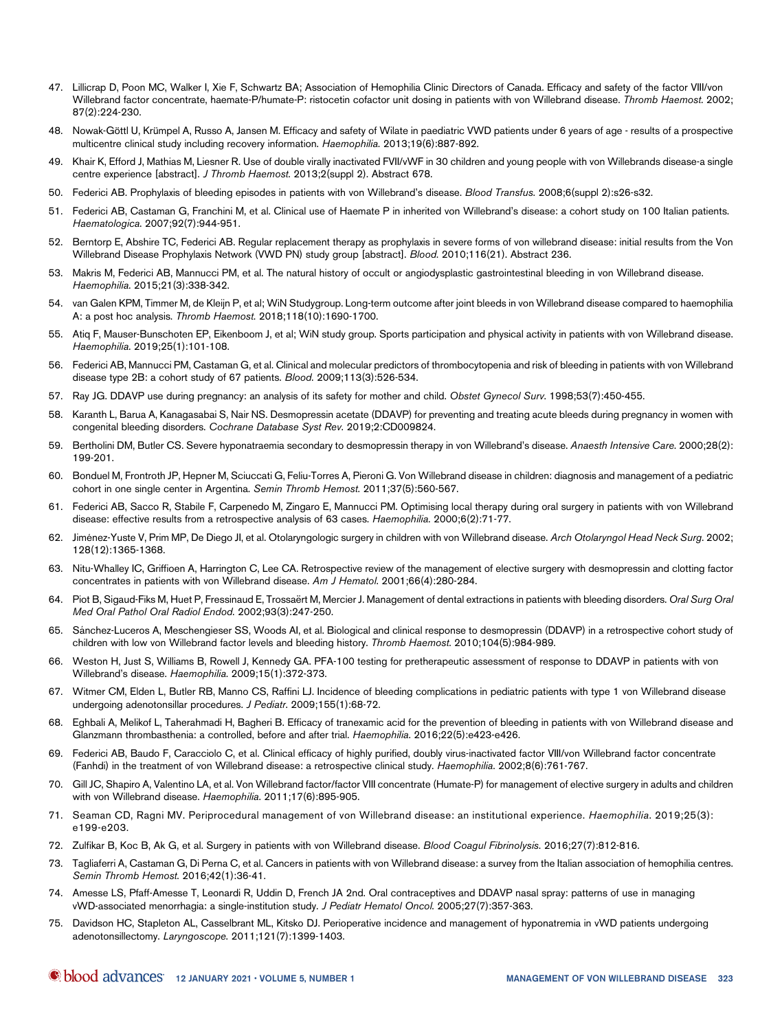47. Lillicrap D, Poon MC, Walker I, Xie F, Schwartz BA; Association of Hemophilia Clinic Directors of Canada. Efficacy and safety of the factor VIII/von Willebrand factor concentrate, haemate-P/humate-P: ristocetin cofactor unit dosing in patients with von Willebrand disease. *Thromb Haemost.* 2002; 87(2):224-230.
48. Nowak-Göttl U, Krümpel A, Russo A, Jansen M. Efficacy and safety of Wilate in paediatric VWD patients under 6 years of age - results of a prospective multicentre clinical study including recovery information. *Haemophilia.* 2013;19(6):887-892.
49. Khair K, Efford J, Mathias M, Liesner R. Use of double virally inactivated FVII/vWF in 30 children and young people with von Willebrands disease-a single centre experience [abstract]. *J Thromb Haemost.* 2013;2(suppl 2). Abstract 678.
50. Federici AB. Prophylaxis of bleeding episodes in patients with von Willebrand's disease. *Blood Transfus.* 2008;6(suppl 2):s26-s32.
51. Federici AB, Castaman G, Franchini M, et al. Clinical use of Haemate P in inherited von Willebrand's disease: a cohort study on 100 Italian patients. *Haematologica.* 2007;92(7):944-951.
52. Berntorp E, Abshire TC, Federici AB. Regular replacement therapy as prophylaxis in severe forms of von willebrand disease: initial results from the Von Willebrand Disease Prophylaxis Network (VWD PN) study group [abstract]. *Blood.* 2010;116(21). Abstract 236.
53. Makris M, Federici AB, Mannucci PM, et al. The natural history of occult or angiodysplastic gastrointestinal bleeding in von Willebrand disease. *Haemophilia.* 2015;21(3):338-342.
54. van Galen KPM, Timmer M, de Kleijn P, et al; WiN Studygroup. Long-term outcome after joint bleeds in von Willebrand disease compared to haemophilia A: a post hoc analysis. *Thromb Haemost.* 2018;118(10):1690-1700.
55. Atiq F, Mauser-Bunschoten EP, Eikenboom J, et al; WiN study group. Sports participation and physical activity in patients with von Willebrand disease. *Haemophilia.* 2019;25(1):101-108.
56. Federici AB, Mannucci PM, Castaman G, et al. Clinical and molecular predictors of thrombocytopenia and risk of bleeding in patients with von Willebrand disease type 2B: a cohort study of 67 patients. *Blood.* 2009;113(3):526-534.
57. Ray JG. DDAVP use during pregnancy: an analysis of its safety for mother and child. *Obstet Gynecol Surv.* 1998;53(7):450-455.
58. Karanth L, Barua A, Kanagasabai S, Nair NS. Desmopressin acetate (DDAVP) for preventing and treating acute bleeds during pregnancy in women with congenital bleeding disorders. *Cochrane Database Syst Rev.* 2019;2:CD009824.
59. Bertholini DM, Butler CS. Severe hyponatraemia secondary to desmopressin therapy in von Willebrand's disease. *Anaesth Intensive Care.* 2000;28(2): 199-201.
60. Bonduel M, Frontroth JP, Hepner M, Sciuccati G, Feliu-Torres A, Pieroni G. Von Willebrand disease in children: diagnosis and management of a pediatric cohort in one single center in Argentina. *Semin Thromb Hemost.* 2011;37(5):560-567.
61. Federici AB, Sacco R, Stabile F, Carpenedo M, Zingaro E, Mannucci PM. Optimising local therapy during oral surgery in patients with von Willebrand disease: effective results from a retrospective analysis of 63 cases. *Haemophilia.* 2000;6(2):71-77.
62. Jiménez-Yuste V, Prim MP, De Diego JI, et al. Otolaryngologic surgery in children with von Willebrand disease. *Arch Otolaryngol Head Neck Surg.* 2002; 128(12):1365-1368.
63. Nitu-Whalley IC, Griffioen A, Harrington C, Lee CA. Retrospective review of the management of elective surgery with desmopressin and clotting factor concentrates in patients with von Willebrand disease. *Am J Hematol.* 2001;66(4):280-284.
64. Piot B, Sigaud-Fiks M, Huet P, Fressinaud E, Trossaërt M, Mercier J. Management of dental extractions in patients with bleeding disorders. *Oral Surg Oral Med Oral Pathol Oral Radiol Endod.* 2002;93(3):247-250.
65. Sánchez-Luceros A, Meschengieser SS, Woods AI, et al. Biological and clinical response to desmopressin (DDAVP) in a retrospective cohort study of children with low von Willebrand factor levels and bleeding history. *Thromb Haemost.* 2010;104(5):984-989.
66. Weston H, Just S, Williams B, Rowell J, Kennedy GA. PFA-100 testing for pretherapeutic assessment of response to DDAVP in patients with von Willebrand's disease. *Haemophilia.* 2009;15(1):372-373.
67. Witmer CM, Elden L, Butler RB, Manno CS, Raffini LJ. Incidence of bleeding complications in pediatric patients with type 1 von Willebrand disease undergoing adenotonsillar procedures. *J Pediatr.* 2009;155(1):68-72.
68. Eghbali A, Melikof L, Taherahmadi H, Bagheri B. Efficacy of tranexamic acid for the prevention of bleeding in patients with von Willebrand disease and Glanzmann thrombasthenia: a controlled, before and after trial. *Haemophilia.* 2016;22(5):e423-e426.
69. Federici AB, Baudo F, Caracciolo C, et al. Clinical efficacy of highly purified, doubly virus-inactivated factor VIII/von Willebrand factor concentrate (Fanhdi) in the treatment of von Willebrand disease: a retrospective clinical study. *Haemophilia.* 2002;8(6):761-767.
70. Gill JC, Shapiro A, Valentino LA, et al. Von Willebrand factor/factor VIII concentrate (Humate-P) for management of elective surgery in adults and children with von Willebrand disease. *Haemophilia.* 2011;17(6):895-905.
71. Seaman CD, Ragni MV. Periprocedural management of von Willebrand disease: an institutional experience. *Haemophilia.* 2019;25(3): e199-e203.
72. Zulfikar B, Koc B, Ak G, et al. Surgery in patients with von Willebrand disease. *Blood Coagul Fibrinolysis.* 2016;27(7):812-816.
73. Tagliaferri A, Castaman G, Di Perna C, et al. Cancers in patients with von Willebrand disease: a survey from the Italian association of hemophilia centres. *Semin Thromb Hemost.* 2016;42(1):36-41.
74. Amesse LS, Pfaff-Amesse T, Leonardi R, Uddin D, French JA 2nd. Oral contraceptives and DDAVP nasal spray: patterns of use in managing vWD-associated menorrhagia: a single-institution study. *J Pediatr Hematol Oncol.* 2005;27(7):357-363.
75. Davidson HC, Stapleton AL, Casselbrant ML, Kitsko DJ. Perioperative incidence and management of hyponatremia in vWD patients undergoing adenotonsillectomy. *Laryngoscope.* 2011;121(7):1399-1403.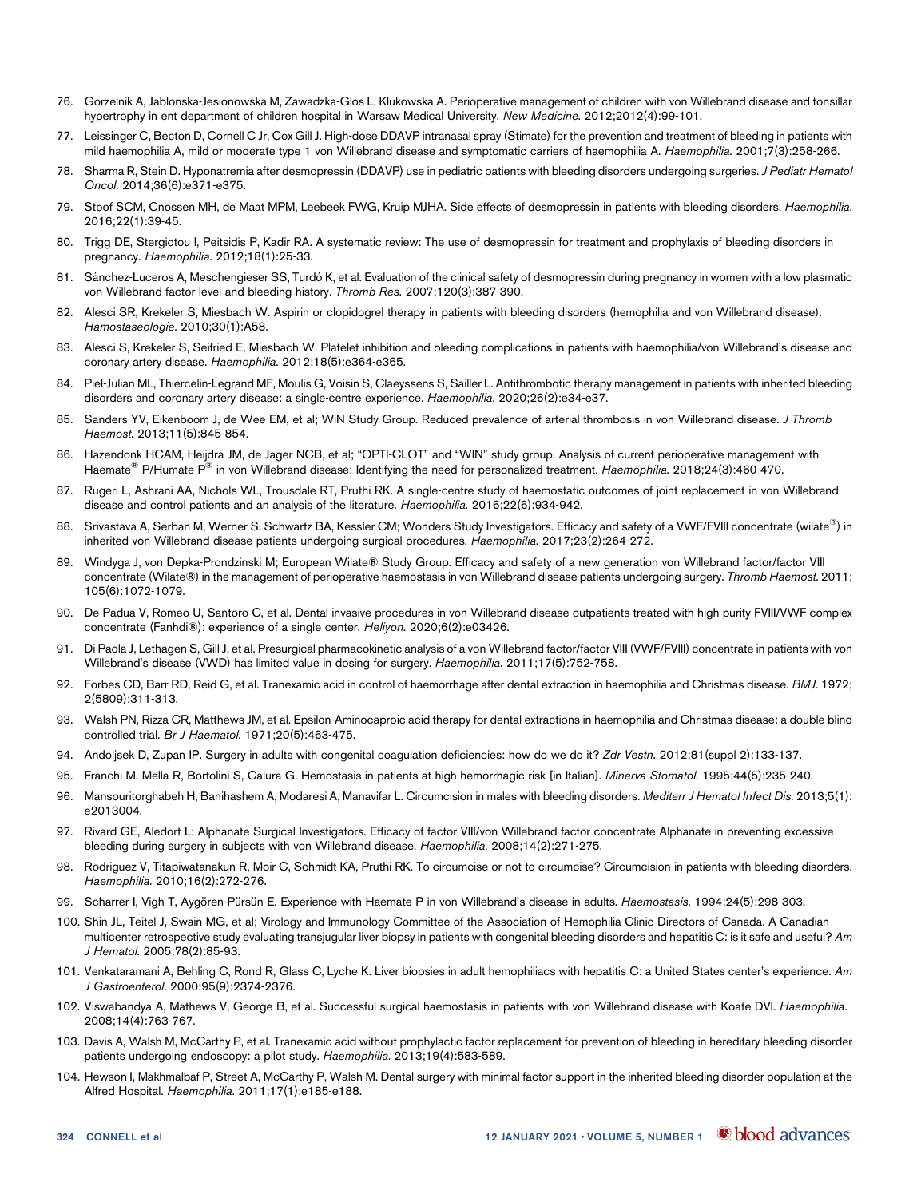76. Gorzelnik A, Jablonska-Jesionowska M, Zawadzka-Glos L, Klukowska A. Perioperative management of children with von Willebrand disease and tonsillar hypertrophy in ent department of children hospital in Warsaw Medical University. *New Medicine*. 2012;2012(4):99-101.
77. Leissinger C, Becton D, Cornell C Jr, Cox Gill J. High-dose DDAVP intranasal spray (Stimate) for the prevention and treatment of bleeding in patients with mild haemophilia A, mild or moderate type 1 von Willebrand disease and symptomatic carriers of haemophilia A. *Haemophilia*. 2001;7(3):258-266.
78. Sharma R, Stein D. Hyponatremia after desmopressin (DDAVP) use in pediatric patients with bleeding disorders undergoing surgeries. *J Pediatr Hematol Oncol*. 2014;36(6):e371-e375.
79. Stoof SCM, Cnossen MH, de Maat MPM, Leebeek FWG, Kruip MJHA. Side effects of desmopressin in patients with bleeding disorders. *Haemophilia*. 2016;22(1):39-45.
80. Trigg DE, Stergiotou I, Peitsidis P, Kadir RA. A systematic review: The use of desmopressin for treatment and prophylaxis of bleeding disorders in pregnancy. *Haemophilia*. 2012;18(1):25-33.
81. Sánchez-Luceros A, Meschengieser SS, Turdó K, et al. Evaluation of the clinical safety of desmopressin during pregnancy in women with a low plasmatic von Willebrand factor level and bleeding history. *Thromb Res*. 2007;120(3):387-390.
82. Alesci SR, Krekeler S, Miesbach W. Aspirin or clopidogrel therapy in patients with bleeding disorders (hemophilia and von Willebrand disease). *Hamostaseologie*. 2010;30(1):A58.
83. Alesci S, Krekeler S, Seifried E, Miesbach W. Platelet inhibition and bleeding complications in patients with haemophilia/von Willebrand's disease and coronary artery disease. *Haemophilia*. 2012;18(5):e364-e365.
84. Piel-Julian ML, Thiercelin-Legrand MF, Moulis G, Voisin S, Claeyssens S, Sailler L. Antithrombotic therapy management in patients with inherited bleeding disorders and coronary artery disease: a single-centre experience. *Haemophilia*. 2020;26(2):e34-e37.
85. Sanders YV, Eikenboom J, de Wee EM, et al; WiN Study Group. Reduced prevalence of arterial thrombosis in von Willebrand disease. *J Thromb Haemost*. 2013;11(5):845-854.
86. Hazendonk HCAM, Heijdra JM, de Jager NCB, et al; "OPTI-CLOT" and "WIN" study group. Analysis of current perioperative management with Haemate® P/Humate P® in von Willebrand disease: Identifying the need for personalized treatment. *Haemophilia*. 2018;24(3):460-470.
87. Rugeri L, Ashrani AA, Nichols WL, Trousdale RT, Pruthi RK. A single-centre study of haemostatic outcomes of joint replacement in von Willebrand disease and control patients and an analysis of the literature. *Haemophilia*. 2016;22(6):934-942.
88. Srivastava A, Serban M, Werner S, Schwartz BA, Kessler CM; Wonders Study Investigators. Efficacy and safety of a VWF/FVIII concentrate (wilate®) in inherited von Willebrand disease patients undergoing surgical procedures. *Haemophilia*. 2017;23(2):264-272.
89. Windyga J, von Depka-Prondzinski M; European Wilate® Study Group. Efficacy and safety of a new generation von Willebrand factor/factor VIII concentrate (Wilate®) in the management of perioperative haemostasis in von Willebrand disease patients undergoing surgery. *Thromb Haemost*. 2011; 105(6):1072-1079.
90. De Padua V, Romeo U, Santoro C, et al. Dental invasive procedures in von Willebrand disease outpatients treated with high purity FVIII/VWF complex concentrate (Fanhdi®): experience of a single center. *Heliyon*. 2020;6(2):e03426.
91. Di Paola J, Lethagen S, Gill J, et al. Presurgical pharmacokinetic analysis of a von Willebrand factor/factor VIII (VWF/FVIII) concentrate in patients with von Willebrand's disease (VWD) has limited value in dosing for surgery. *Haemophilia*. 2011;17(5):752-758.
92. Forbes CD, Barr RD, Reid G, et al. Tranexamic acid in control of haemorrhage after dental extraction in haemophilia and Christmas disease. *BMJ*. 1972; 2(5809):311-313.
93. Walsh PN, Rizza CR, Matthews JM, et al. Epsilon-Aminocaproic acid therapy for dental extractions in haemophilia and Christmas disease: a double blind controlled trial. *Br J Haematol*. 1971;20(5):463-475.
94. Andoljsek D, Zupan IP. Surgery in adults with congenital coagulation deficiencies: how do we do it? *Zdr Vestn*. 2012;81(suppl 2):133-137.
95. Franchi M, Mella R, Bortolini S, Calura G. Hemostasis in patients at high hemorrhagic risk [in Italian]. *Minerva Stomatol*. 1995;44(5):235-240.
96. Mansouritorghabeh H, Banihashem A, Modaresi A, Manavifar L. Circumcision in males with bleeding disorders. *Mediterr J Hematol Infect Dis*. 2013;5(1): e2013004.
97. Rivard GE, Aledort L; Alphanate Surgical Investigators. Efficacy of factor VIII/von Willebrand factor concentrate Alphanate in preventing excessive bleeding during surgery in subjects with von Willebrand disease. *Haemophilia*. 2008;14(2):271-275.
98. Rodriguez V, Titapiwatanakun R, Moir C, Schmidt KA, Pruthi RK. To circumcise or not to circumcise? Circumcision in patients with bleeding disorders. *Haemophilia*. 2010;16(2):272-276.
99. Scharrer I, Vigh T, Aygören-Pürsün E. Experience with Haemate P in von Willebrand's disease in adults. *Haemostasis*. 1994;24(5):298-303.
100. Shin JL, Teitel J, Swain MG, et al; Virology and Immunology Committee of the Association of Hemophilia Clinic Directors of Canada. A Canadian multicenter retrospective study evaluating transjugular liver biopsy in patients with congenital bleeding disorders and hepatitis C: is it safe and useful? *Am J Hematol*. 2005;78(2):85-93.
101. Venkataramani A, Behling C, Rond R, Glass C, Lyche K. Liver biopsies in adult hemophiliacs with hepatitis C: a United States center's experience. *Am J Gastroenterol*. 2000;95(9):2374-2376.
102. Viswabandya A, Mathews V, George B, et al. Successful surgical haemostasis in patients with von Willebrand disease with Koate DVI. *Haemophilia*. 2008;14(4):763-767.
103. Davis A, Walsh M, McCarthy P, et al. Tranexamic acid without prophylactic factor replacement for prevention of bleeding in hereditary bleeding disorder patients undergoing endoscopy: a pilot study. *Haemophilia*. 2013;19(4):583-589.
104. Hewson I, Makhmalbaf P, Street A, McCarthy P, Walsh M. Dental surgery with minimal factor support in the inherited bleeding disorder population at the Alfred Hospital. *Haemophilia*. 2011;17(1):e185-e188.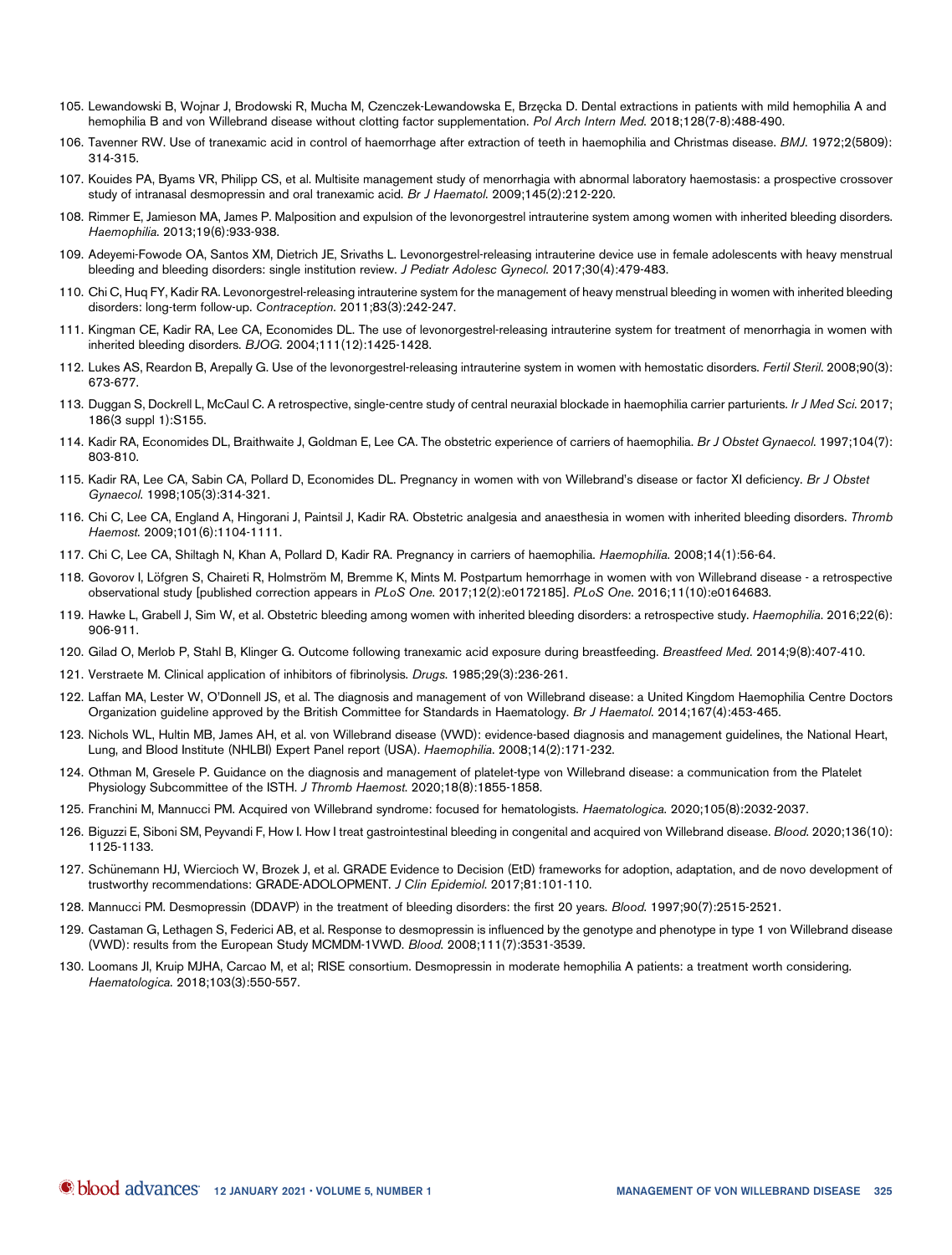105. Lewandowski B, Wojnar J, Brodowski R, Mucha M, Czenczek-Lewandowska E, Brzęcka D. Dental extractions in patients with mild hemophilia A and hemophilia B and von Willebrand disease without clotting factor supplementation. *Pol Arch Intern Med*. 2018;128(7-8):488-490.
106. Tavenner RW. Use of tranexamic acid in control of haemorrhage after extraction of teeth in haemophilia and Christmas disease. *BMJ*. 1972;2(5809):314-315.
107. Kouides PA, Byams VR, Philipp CS, et al. Multisite management study of menorrhagia with abnormal laboratory haemostasis: a prospective crossover study of intranasal desmopressin and oral tranexamic acid. *Br J Haematol*. 2009;145(2):212-220.
108. Rimmer E, Jamieson MA, James P. Malposition and expulsion of the levonorgestrel intrauterine system among women with inherited bleeding disorders. *Haemophilia*. 2013;19(6):933-938.
109. Adeyemi-Fowode OA, Santos XM, Dietrich JE, Srivaths L. Levonorgestrel-releasing intrauterine device use in female adolescents with heavy menstrual bleeding and bleeding disorders: single institution review. *J Pediatr Adolesc Gynecol*. 2017;30(4):479-483.
110. Chi C, Huq FY, Kadir RA. Levonorgestrel-releasing intrauterine system for the management of heavy menstrual bleeding in women with inherited bleeding disorders: long-term follow-up. *Contraception*. 2011;83(3):242-247.
111. Kingman CE, Kadir RA, Lee CA, Economides DL. The use of levonorgestrel-releasing intrauterine system for treatment of menorrhagia in women with inherited bleeding disorders. *BJOG*. 2004;111(12):1425-1428.
112. Lukes AS, Reardon B, Arepally G. Use of the levonorgestrel-releasing intrauterine system in women with hemostatic disorders. *Fertil Steril*. 2008;90(3):673-677.
113. Duggan S, Dockrell L, McCaul C. A retrospective, single-centre study of central neuraxial blockade in haemophilia carrier parturients. *Ir J Med Sci*. 2017;186(3 suppl 1):S155.
114. Kadir RA, Economides DL, Braithwaite J, Goldman E, Lee CA. The obstetric experience of carriers of haemophilia. *Br J Obstet Gynaecol*. 1997;104(7):803-810.
115. Kadir RA, Lee CA, Sabin CA, Pollard D, Economides DL. Pregnancy in women with von Willebrand's disease or factor XI deficiency. *Br J Obstet Gynaecol*. 1998;105(3):314-321.
116. Chi C, Lee CA, England A, Hingorani J, Paintsil J, Kadir RA. Obstetric analgesia and anaesthesia in women with inherited bleeding disorders. *Thromb Haemost*. 2009;101(6):1104-1111.
117. Chi C, Lee CA, Shiltagh N, Khan A, Pollard D, Kadir RA. Pregnancy in carriers of haemophilia. *Haemophilia*. 2008;14(1):56-64.
118. Govorov I, Löfgren S, Chaireti R, Holmström M, Bremme K, Mints M. Postpartum hemorrhage in women with von Willebrand disease - a retrospective observational study [published correction appears in *PLoS One*. 2017;12(2):e0172185]. *PLoS One*. 2016;11(10):e0164683.
119. Hawke L, Grabell J, Sim W, et al. Obstetric bleeding among women with inherited bleeding disorders: a retrospective study. *Haemophilia*. 2016;22(6):906-911.
120. Gilad O, Merlob P, Stahl B, Klinger G. Outcome following tranexamic acid exposure during breastfeeding. *Breastfeed Med*. 2014;9(8):407-410.
121. Verstraete M. Clinical application of inhibitors of fibrinolysis. *Drugs*. 1985;29(3):236-261.
122. Laffan MA, Lester W, O'Donnell JS, et al. The diagnosis and management of von Willebrand disease: a United Kingdom Haemophilia Centre Doctors Organization guideline approved by the British Committee for Standards in Haematology. *Br J Haematol*. 2014;167(4):453-465.
123. Nichols WL, Hultin MB, James AH, et al. von Willebrand disease (VWD): evidence-based diagnosis and management guidelines, the National Heart, Lung, and Blood Institute (NHLBI) Expert Panel report (USA). *Haemophilia*. 2008;14(2):171-232.
124. Othman M, Gresele P. Guidance on the diagnosis and management of platelet-type von Willebrand disease: a communication from the Platelet Physiology Subcommittee of the ISTH. *J Thromb Haemost*. 2020;18(8):1855-1858.
125. Franchini M, Mannucci PM. Acquired von Willebrand syndrome: focused for hematologists. *Haematologica*. 2020;105(8):2032-2037.
126. Biguzzi E, Siboni SM, Peyvandi F, How I. How I treat gastrointestinal bleeding in congenital and acquired von Willebrand disease. *Blood*. 2020;136(10):1125-1133.
127. Schünemann HJ, Wiercioch W, Brozek J, et al. GRADE Evidence to Decision (EtD) frameworks for adoption, adaptation, and de novo development of trustworthy recommendations: GRADE-ADOLOPMENT. *J Clin Epidemiol*. 2017;81:101-110.
128. Mannucci PM. Desmopressin (DDAVP) in the treatment of bleeding disorders: the first 20 years. *Blood*. 1997;90(7):2515-2521.
129. Castaman G, Lethagen S, Federici AB, et al. Response to desmopressin is influenced by the genotype and phenotype in type 1 von Willebrand disease (VWD): results from the European Study MCMDM-1VWD. *Blood*. 2008;111(7):3531-3539.
130. Loomans JI, Kruip MJHA, Carcao M, et al; RISE consortium. Desmopressin in moderate hemophilia A patients: a treatment worth considering. *Haematologica*. 2018;103(3):550-557.